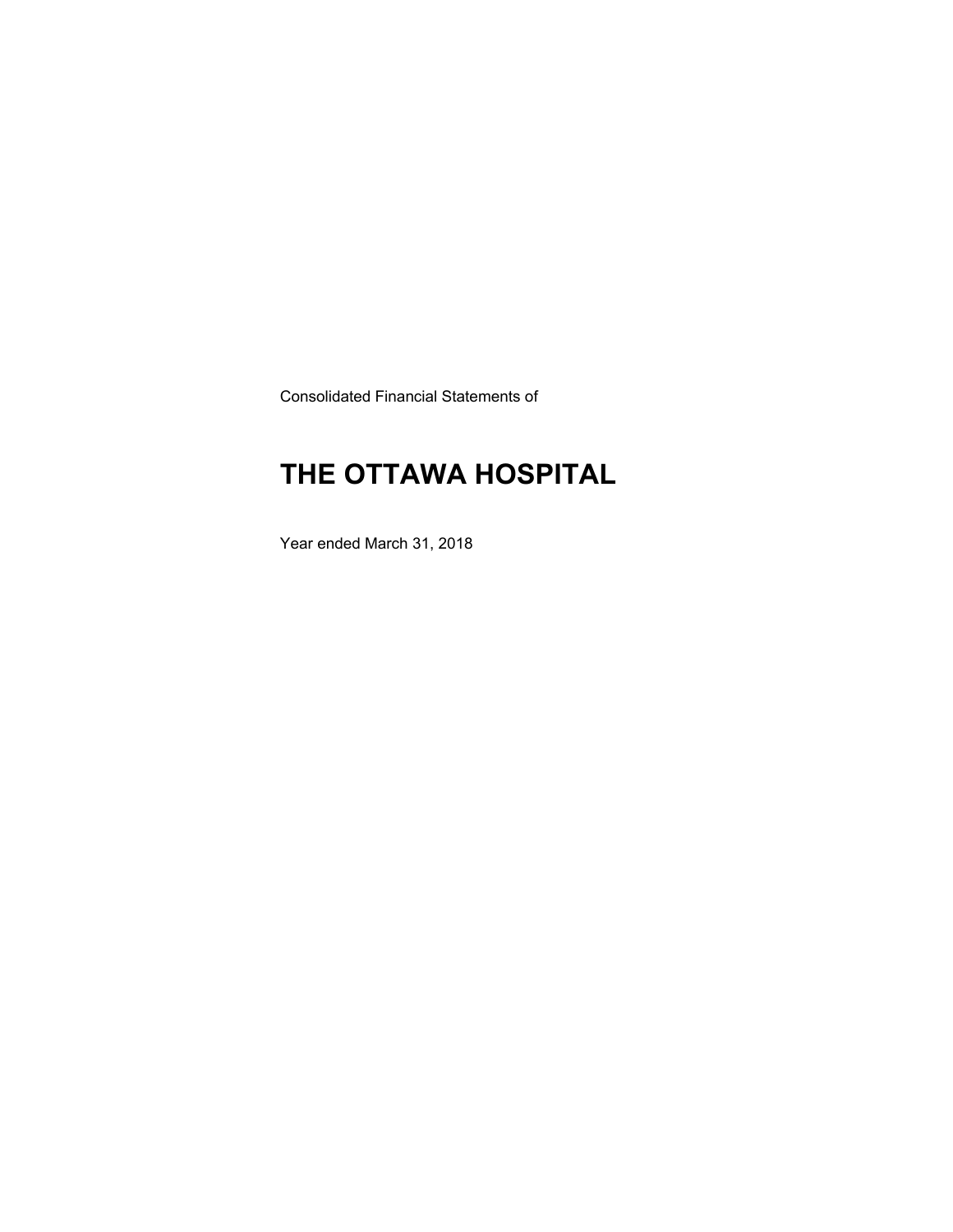Consolidated Financial Statements of

# THE OTTAWA HOSPITAL

Year ended March 31, 2018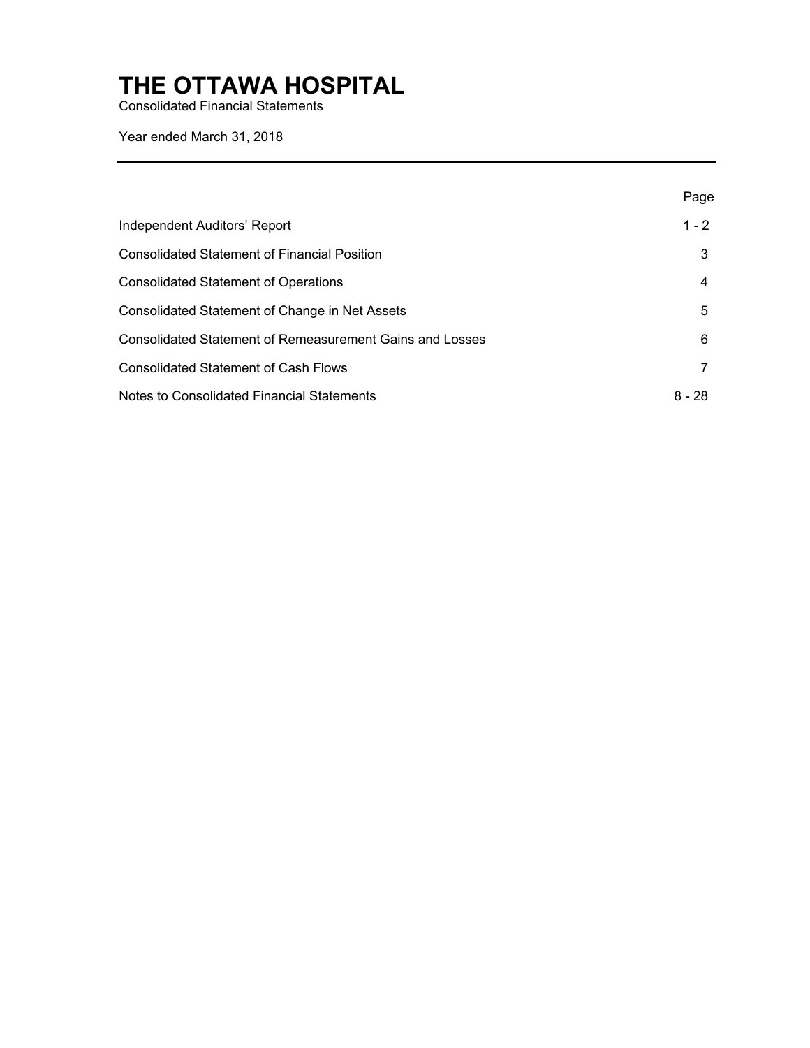# THE OTTAWA HOSPITAL

Consolidated Financial Statements

Year ended March 31, 2018

| | Page |
|---|---|
| Independent Auditors' Report | 1 - 2 |
| Consolidated Statement of Financial Position | 3 |
| Consolidated Statement of Operations | 4 |
| Consolidated Statement of Change in Net Assets | 5 |
| Consolidated Statement of Remeasurement Gains and Losses | 6 |
| Consolidated Statement of Cash Flows | 7 |
| Notes to Consolidated Financial Statements | 8 - 28 |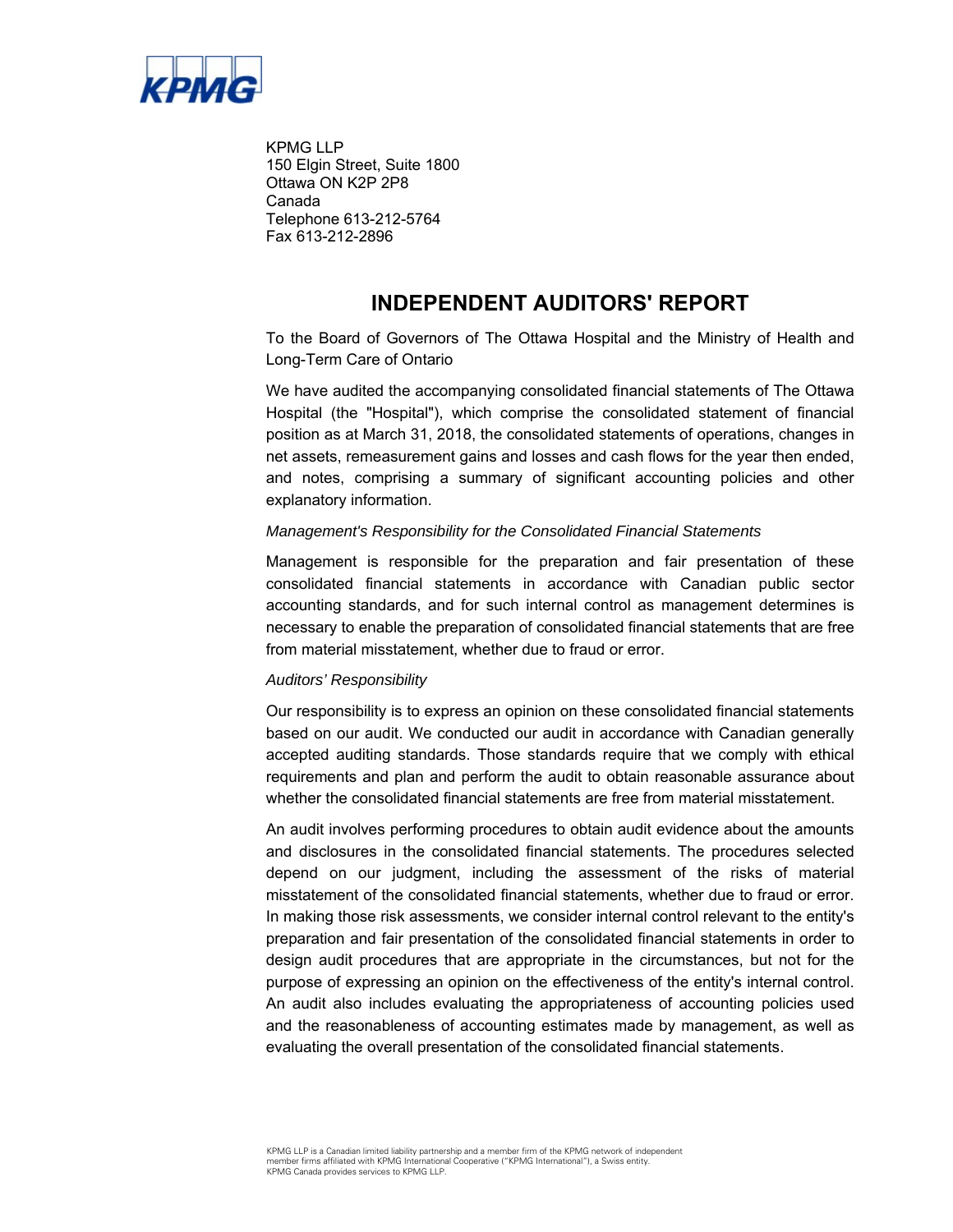KPMG LLP
150 Elgin Street, Suite 1800
Ottawa ON K2P 2P8
Canada
Telephone 613-212-5764
Fax 613-212-2896

# INDEPENDENT AUDITORS' REPORT

To the Board of Governors of The Ottawa Hospital and the Ministry of Health and Long-Term Care of Ontario

We have audited the accompanying consolidated financial statements of The Ottawa Hospital (the "Hospital"), which comprise the consolidated statement of financial position as at March 31, 2018, the consolidated statements of operations, changes in net assets, remeasurement gains and losses and cash flows for the year then ended, and notes, comprising a summary of significant accounting policies and other explanatory information.

*Management's Responsibility for the Consolidated Financial Statements*

Management is responsible for the preparation and fair presentation of these consolidated financial statements in accordance with Canadian public sector accounting standards, and for such internal control as management determines is necessary to enable the preparation of consolidated financial statements that are free from material misstatement, whether due to fraud or error.

*Auditors' Responsibility*

Our responsibility is to express an opinion on these consolidated financial statements based on our audit. We conducted our audit in accordance with Canadian generally accepted auditing standards. Those standards require that we comply with ethical requirements and plan and perform the audit to obtain reasonable assurance about whether the consolidated financial statements are free from material misstatement.

An audit involves performing procedures to obtain audit evidence about the amounts and disclosures in the consolidated financial statements. The procedures selected depend on our judgment, including the assessment of the risks of material misstatement of the consolidated financial statements, whether due to fraud or error. In making those risk assessments, we consider internal control relevant to the entity's preparation and fair presentation of the consolidated financial statements in order to design audit procedures that are appropriate in the circumstances, but not for the purpose of expressing an opinion on the effectiveness of the entity's internal control. An audit also includes evaluating the appropriateness of accounting policies used and the reasonableness of accounting estimates made by management, as well as evaluating the overall presentation of the consolidated financial statements.

KPMG LLP is a Canadian limited liability partnership and a member firm of the KPMG network of independent member firms affiliated with KPMG International Cooperative ("KPMG International"), a Swiss entity. KPMG Canada provides services to KPMG LLP.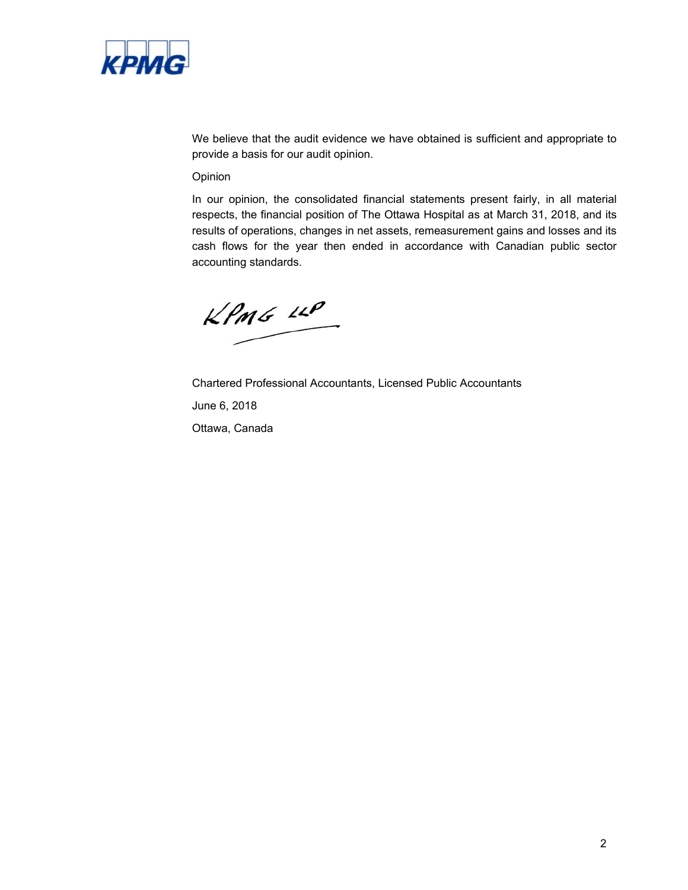We believe that the audit evidence we have obtained is sufficient and appropriate to provide a basis for our audit opinion.

Opinion

In our opinion, the consolidated financial statements present fairly, in all material respects, the financial position of The Ottawa Hospital as at March 31, 2018, and its results of operations, changes in net assets, remeasurement gains and losses and its cash flows for the year then ended in accordance with Canadian public sector accounting standards.

KPMG LLP

Chartered Professional Accountants, Licensed Public Accountants

June 6, 2018

Ottawa, Canada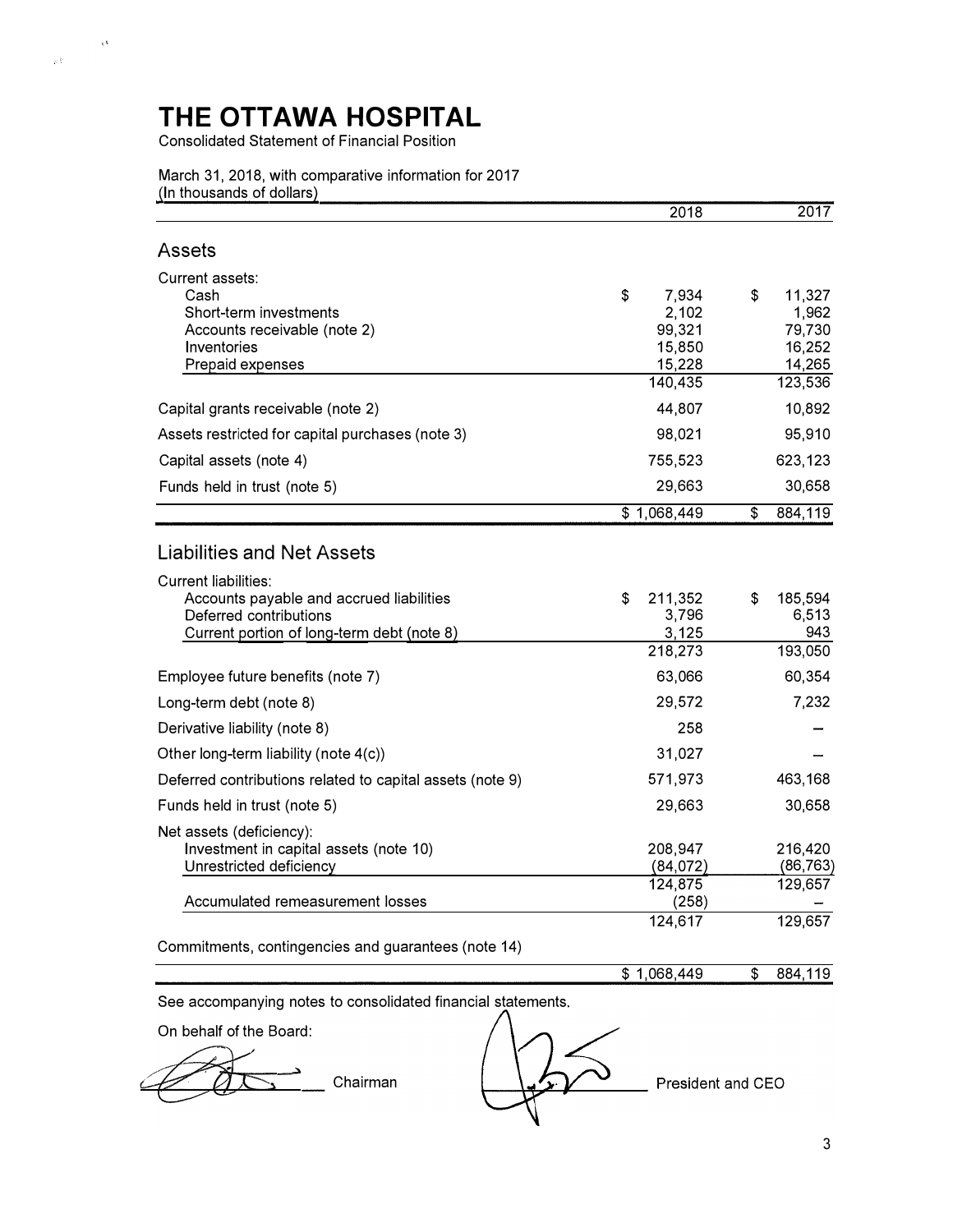# THE OTTAWA HOSPITAL

Consolidated Statement of Financial Position

March 31, 2018, with comparative information for 2017
(In thousands of dollars)

| | 2018 | 2017 |
|---|---|---|
| **Assets** | | |
| Current assets: | | |
| Cash | $ 7,934 | $ 11,327 |
| Short-term investments | 2,102 | 1,962 |
| Accounts receivable (note 2) | 99,321 | 79,730 |
| Inventories | 15,850 | 16,252 |
| Prepaid expenses | 15,228 | 14,265 |
| | 140,435 | 123,536 |
| Capital grants receivable (note 2) | 44,807 | 10,892 |
| Assets restricted for capital purchases (note 3) | 98,021 | 95,910 |
| Capital assets (note 4) | 755,523 | 623,123 |
| Funds held in trust (note 5) | 29,663 | 30,658 |
| | $ 1,068,449 | $ 884,119 |
| **Liabilities and Net Assets** | | |
| Current liabilities: | | |
| Accounts payable and accrued liabilities | $ 211,352 | $ 185,594 |
| Deferred contributions | 3,796 | 6,513 |
| Current portion of long-term debt (note 8) | 3,125 | 943 |
| | 218,273 | 193,050 |
| Employee future benefits (note 7) | 63,066 | 60,354 |
| Long-term debt (note 8) | 29,572 | 7,232 |
| Derivative liability (note 8) | 258 | – |
| Other long-term liability (note 4(c)) | 31,027 | – |
| Deferred contributions related to capital assets (note 9) | 571,973 | 463,168 |
| Funds held in trust (note 5) | 29,663 | 30,658 |
| Net assets (deficiency): | | |
| Investment in capital assets (note 10) | 208,947 | 216,420 |
| Unrestricted deficiency | (84,072) | (86,763) |
| | 124,875 | 129,657 |
| Accumulated remeasurement losses | (258) | – |
| | 124,617 | 129,657 |
| Commitments, contingencies and guarantees (note 14) | | |
| | $ 1,068,449 | $ 884,119 |

See accompanying notes to consolidated financial statements.

On behalf of the Board:

_______________ Chairman _______________ President and CEO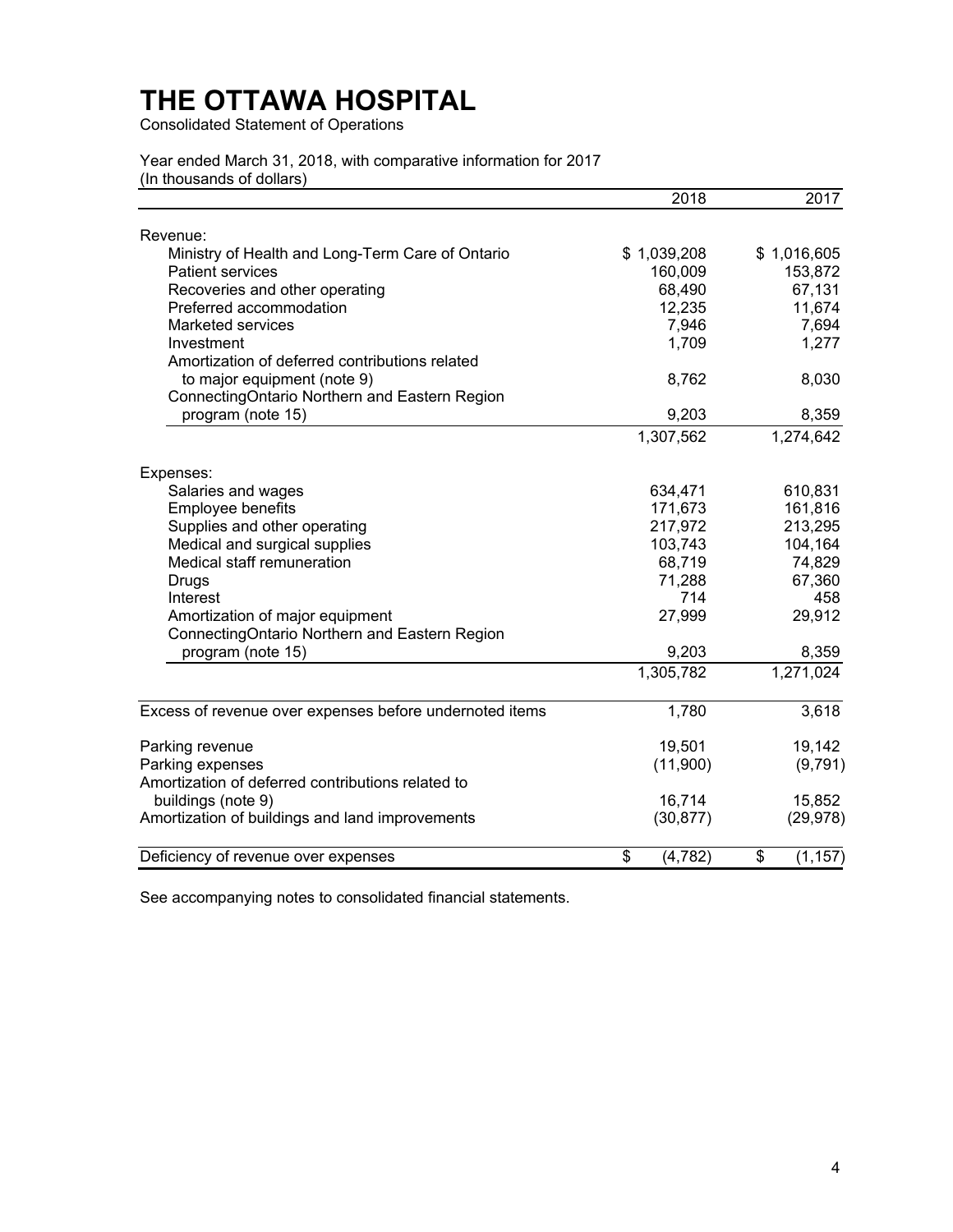# THE OTTAWA HOSPITAL

Consolidated Statement of Operations

Year ended March 31, 2018, with comparative information for 2017
(In thousands of dollars)

| | 2018 | 2017 |
|---|---|---|
| Revenue: | | |
| Ministry of Health and Long-Term Care of Ontario | $ 1,039,208 | $ 1,016,605 |
| Patient services | 160,009 | 153,872 |
| Recoveries and other operating | 68,490 | 67,131 |
| Preferred accommodation | 12,235 | 11,674 |
| Marketed services | 7,946 | 7,694 |
| Investment | 1,709 | 1,277 |
| Amortization of deferred contributions related to major equipment (note 9) | 8,762 | 8,030 |
| ConnectingOntario Northern and Eastern Region program (note 15) | 9,203 | 8,359 |
| | 1,307,562 | 1,274,642 |
| Expenses: | | |
| Salaries and wages | 634,471 | 610,831 |
| Employee benefits | 171,673 | 161,816 |
| Supplies and other operating | 217,972 | 213,295 |
| Medical and surgical supplies | 103,743 | 104,164 |
| Medical staff remuneration | 68,719 | 74,829 |
| Drugs | 71,288 | 67,360 |
| Interest | 714 | 458 |
| Amortization of major equipment | 27,999 | 29,912 |
| ConnectingOntario Northern and Eastern Region program (note 15) | 9,203 | 8,359 |
| | 1,305,782 | 1,271,024 |
| Excess of revenue over expenses before undernoted items | 1,780 | 3,618 |
| Parking revenue | 19,501 | 19,142 |
| Parking expenses | (11,900) | (9,791) |
| Amortization of deferred contributions related to buildings (note 9) | 16,714 | 15,852 |
| Amortization of buildings and land improvements | (30,877) | (29,978) |
| Deficiency of revenue over expenses | $ (4,782) | $ (1,157) |

See accompanying notes to consolidated financial statements.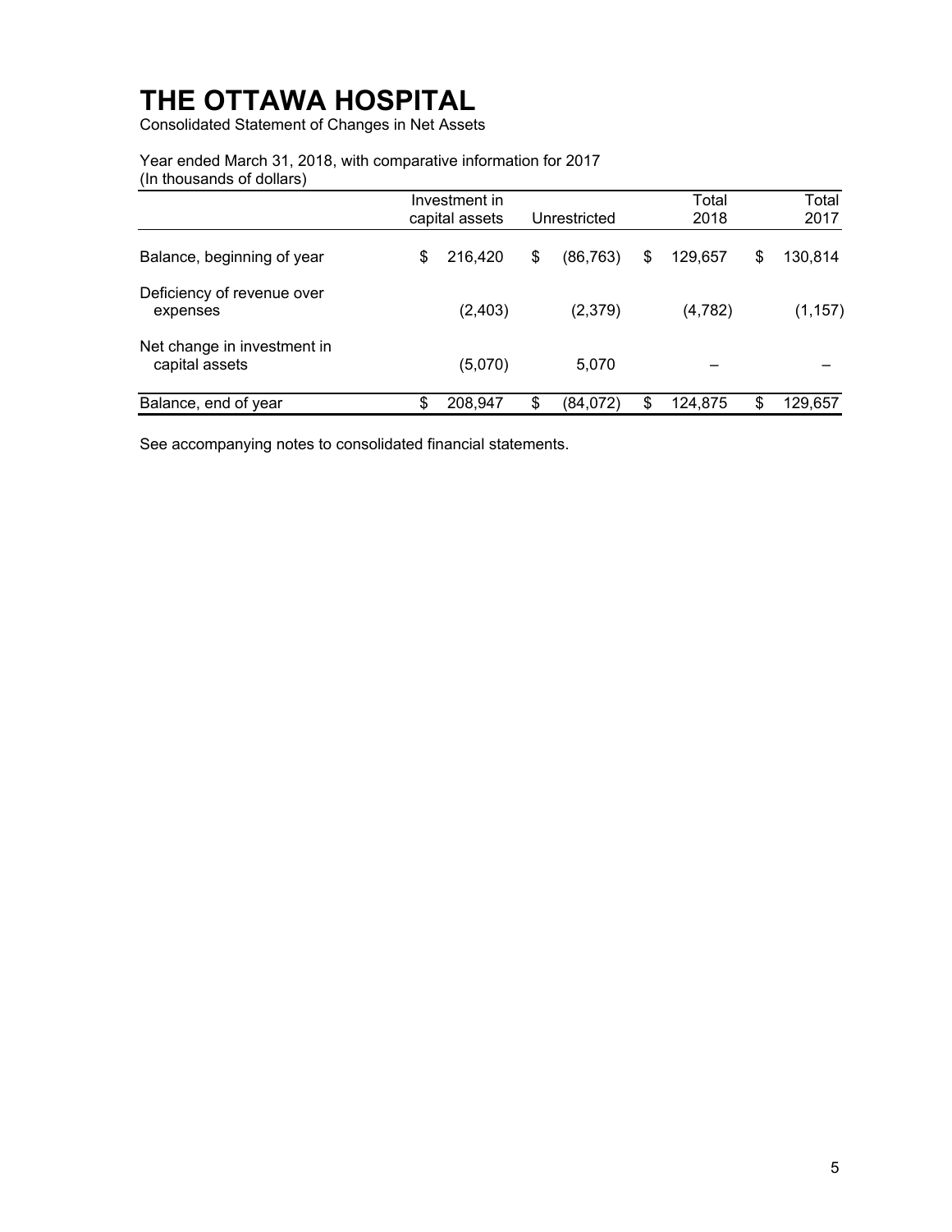# THE OTTAWA HOSPITAL

Consolidated Statement of Changes in Net Assets

Year ended March 31, 2018, with comparative information for 2017
(In thousands of dollars)

| | Investment in capital assets | Unrestricted | Total 2018 | Total 2017 |
|---|---|---|---|---|
| Balance, beginning of year | $ 216,420 | $ (86,763) | $ 129,657 | $ 130,814 |
| Deficiency of revenue over expenses | (2,403) | (2,379) | (4,782) | (1,157) |
| Net change in investment in capital assets | (5,070) | 5,070 | – | – |
| Balance, end of year | $ 208,947 | $ (84,072) | $ 124,875 | $ 129,657 |

See accompanying notes to consolidated financial statements.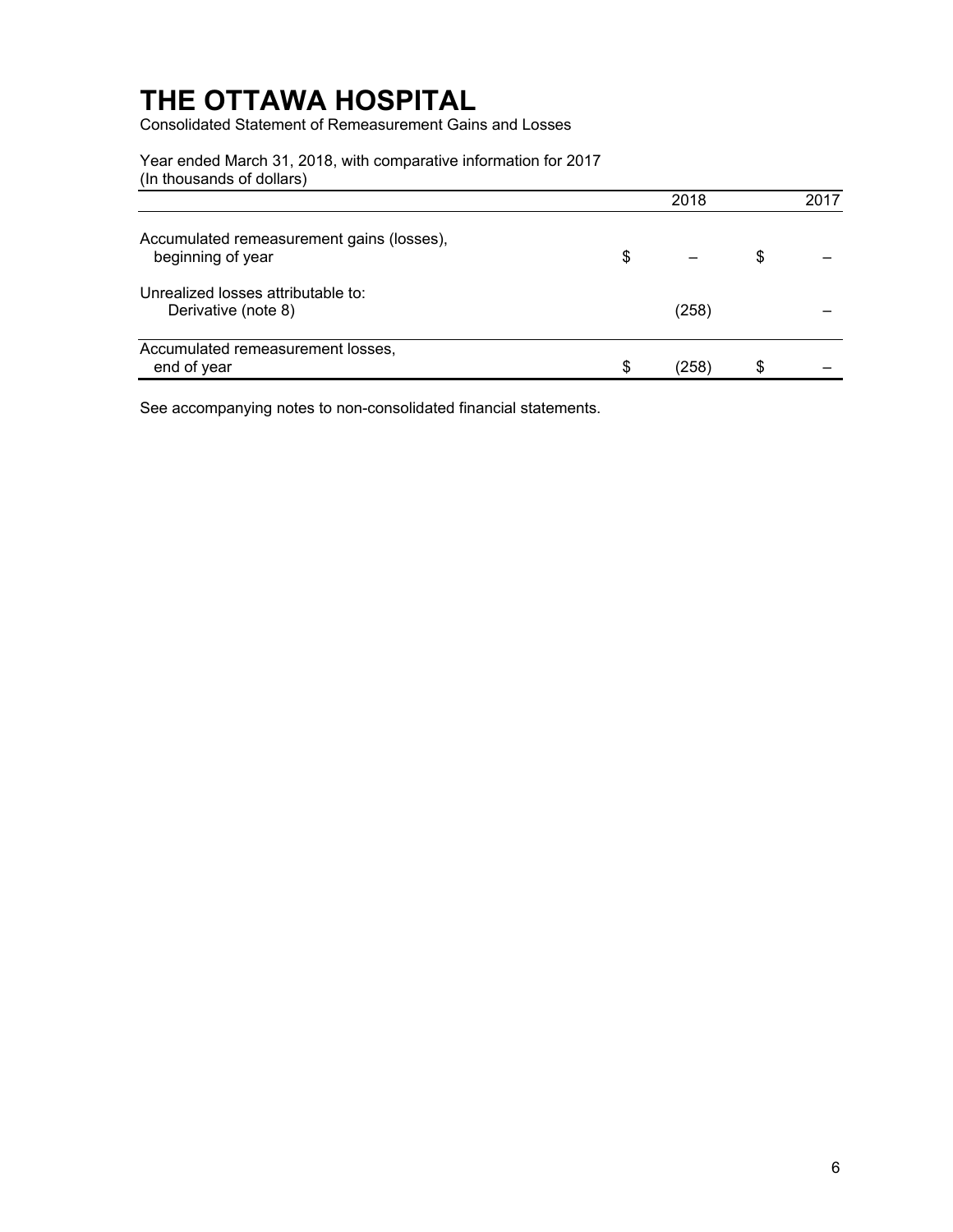# THE OTTAWA HOSPITAL

Consolidated Statement of Remeasurement Gains and Losses

Year ended March 31, 2018, with comparative information for 2017
(In thousands of dollars)

| | 2018 | 2017 |
|---|---|---|
| Accumulated remeasurement gains (losses), beginning of year | $ – | $ – |
| Unrealized losses attributable to: | | |
| Derivative (note 8) | (258) | – |
| Accumulated remeasurement losses, end of year | $ (258) | $ – |

See accompanying notes to non-consolidated financial statements.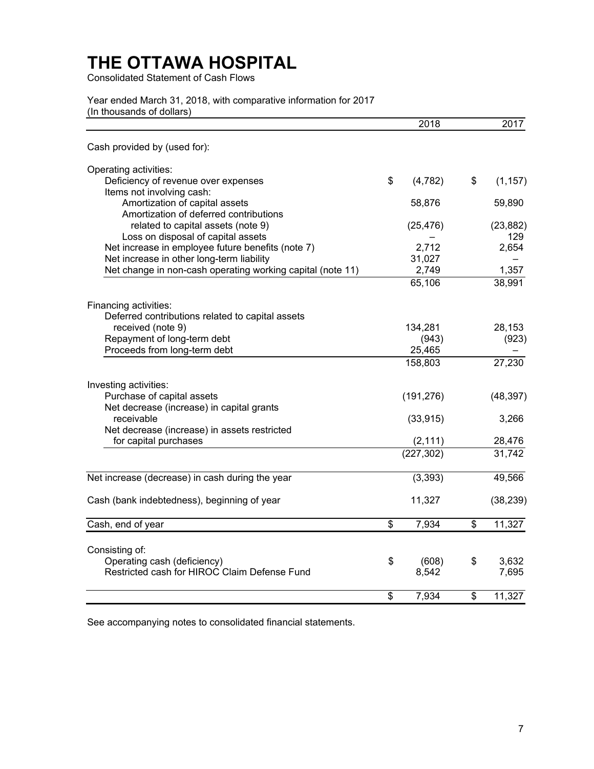# THE OTTAWA HOSPITAL

Consolidated Statement of Cash Flows

Year ended March 31, 2018, with comparative information for 2017
(In thousands of dollars)

| | 2018 | 2017 |
|---|---|---|
| Cash provided by (used for): | | |
| Operating activities: | | |
| Deficiency of revenue over expenses | $ (4,782) | $ (1,157) |
| Items not involving cash: | | |
| Amortization of capital assets | 58,876 | 59,890 |
| Amortization of deferred contributions related to capital assets (note 9) | (25,476) | (23,882) |
| Loss on disposal of capital assets | – | 129 |
| Net increase in employee future benefits (note 7) | 2,712 | 2,654 |
| Net increase in other long-term liability | 31,027 | – |
| Net change in non-cash operating working capital (note 11) | 2,749 | 1,357 |
| | 65,106 | 38,991 |
| Financing activities: | | |
| Deferred contributions related to capital assets received (note 9) | 134,281 | 28,153 |
| Repayment of long-term debt | (943) | (923) |
| Proceeds from long-term debt | 25,465 | – |
| | 158,803 | 27,230 |
| Investing activities: | | |
| Purchase of capital assets | (191,276) | (48,397) |
| Net decrease (increase) in capital grants receivable | (33,915) | 3,266 |
| Net decrease (increase) in assets restricted for capital purchases | (2,111) | 28,476 |
| | (227,302) | 31,742 |
| Net increase (decrease) in cash during the year | (3,393) | 49,566 |
| Cash (bank indebtedness), beginning of year | 11,327 | (38,239) |
| Cash, end of year | $ 7,934 | $ 11,327 |
| Consisting of: | | |
| Operating cash (deficiency) | $ (608) | $ 3,632 |
| Restricted cash for HIROC Claim Defense Fund | 8,542 | 7,695 |
| | $ 7,934 | $ 11,327 |

See accompanying notes to consolidated financial statements.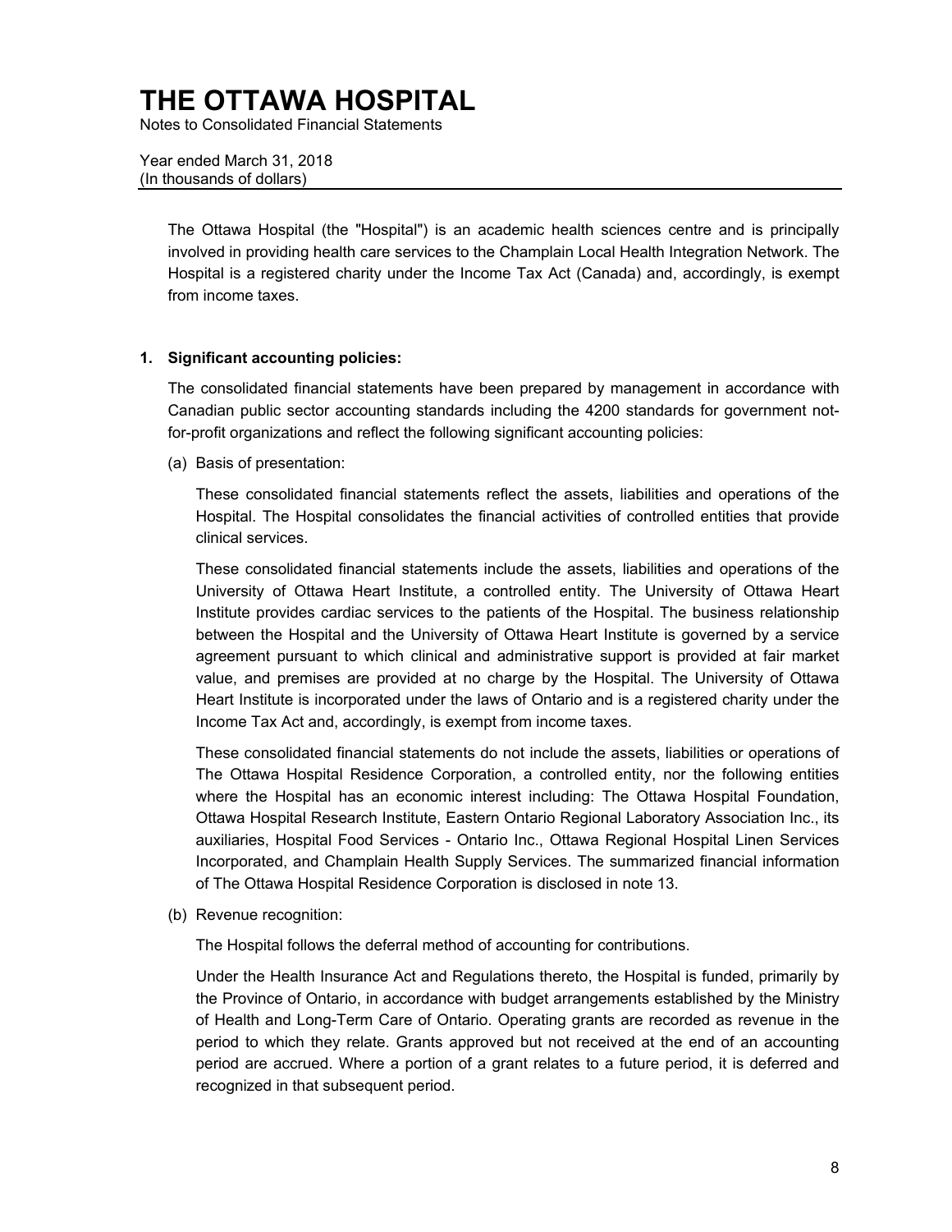# THE OTTAWA HOSPITAL

Notes to Consolidated Financial Statements

Year ended March 31, 2018
(In thousands of dollars)

The Ottawa Hospital (the "Hospital") is an academic health sciences centre and is principally involved in providing health care services to the Champlain Local Health Integration Network. The Hospital is a registered charity under the Income Tax Act (Canada) and, accordingly, is exempt from income taxes.

**1. Significant accounting policies:**

The consolidated financial statements have been prepared by management in accordance with Canadian public sector accounting standards including the 4200 standards for government not-for-profit organizations and reflect the following significant accounting policies:

(a) Basis of presentation:

These consolidated financial statements reflect the assets, liabilities and operations of the Hospital. The Hospital consolidates the financial activities of controlled entities that provide clinical services.

These consolidated financial statements include the assets, liabilities and operations of the University of Ottawa Heart Institute, a controlled entity. The University of Ottawa Heart Institute provides cardiac services to the patients of the Hospital. The business relationship between the Hospital and the University of Ottawa Heart Institute is governed by a service agreement pursuant to which clinical and administrative support is provided at fair market value, and premises are provided at no charge by the Hospital. The University of Ottawa Heart Institute is incorporated under the laws of Ontario and is a registered charity under the Income Tax Act and, accordingly, is exempt from income taxes.

These consolidated financial statements do not include the assets, liabilities or operations of The Ottawa Hospital Residence Corporation, a controlled entity, nor the following entities where the Hospital has an economic interest including: The Ottawa Hospital Foundation, Ottawa Hospital Research Institute, Eastern Ontario Regional Laboratory Association Inc., its auxiliaries, Hospital Food Services - Ontario Inc., Ottawa Regional Hospital Linen Services Incorporated, and Champlain Health Supply Services. The summarized financial information of The Ottawa Hospital Residence Corporation is disclosed in note 13.

(b) Revenue recognition:

The Hospital follows the deferral method of accounting for contributions.

Under the Health Insurance Act and Regulations thereto, the Hospital is funded, primarily by the Province of Ontario, in accordance with budget arrangements established by the Ministry of Health and Long-Term Care of Ontario. Operating grants are recorded as revenue in the period to which they relate. Grants approved but not received at the end of an accounting period are accrued. Where a portion of a grant relates to a future period, it is deferred and recognized in that subsequent period.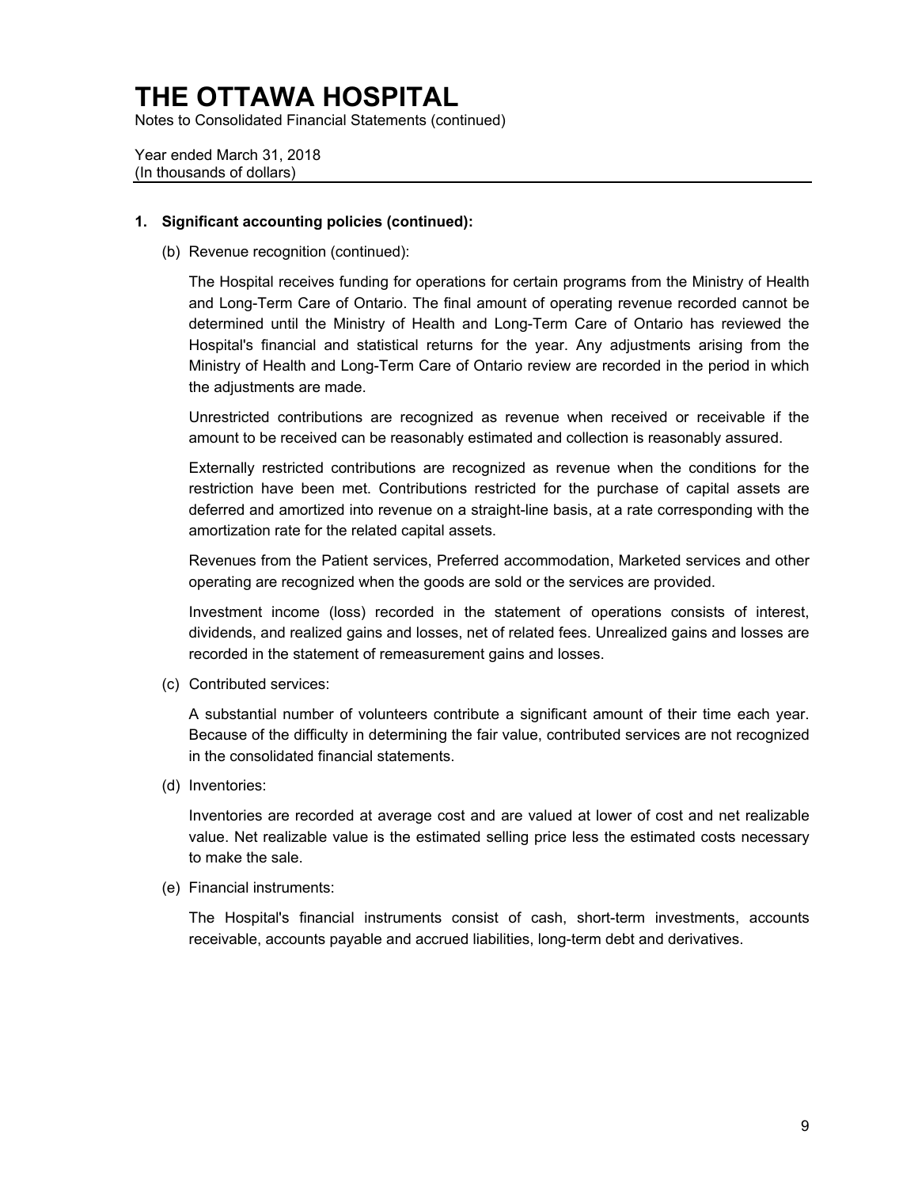# THE OTTAWA HOSPITAL

Notes to Consolidated Financial Statements (continued)

Year ended March 31, 2018
(In thousands of dollars)

**1. Significant accounting policies (continued):**

(b) Revenue recognition (continued):

The Hospital receives funding for operations for certain programs from the Ministry of Health and Long-Term Care of Ontario. The final amount of operating revenue recorded cannot be determined until the Ministry of Health and Long-Term Care of Ontario has reviewed the Hospital's financial and statistical returns for the year. Any adjustments arising from the Ministry of Health and Long-Term Care of Ontario review are recorded in the period in which the adjustments are made.

Unrestricted contributions are recognized as revenue when received or receivable if the amount to be received can be reasonably estimated and collection is reasonably assured.

Externally restricted contributions are recognized as revenue when the conditions for the restriction have been met. Contributions restricted for the purchase of capital assets are deferred and amortized into revenue on a straight-line basis, at a rate corresponding with the amortization rate for the related capital assets.

Revenues from the Patient services, Preferred accommodation, Marketed services and other operating are recognized when the goods are sold or the services are provided.

Investment income (loss) recorded in the statement of operations consists of interest, dividends, and realized gains and losses, net of related fees. Unrealized gains and losses are recorded in the statement of remeasurement gains and losses.

(c) Contributed services:

A substantial number of volunteers contribute a significant amount of their time each year. Because of the difficulty in determining the fair value, contributed services are not recognized in the consolidated financial statements.

(d) Inventories:

Inventories are recorded at average cost and are valued at lower of cost and net realizable value. Net realizable value is the estimated selling price less the estimated costs necessary to make the sale.

(e) Financial instruments:

The Hospital's financial instruments consist of cash, short-term investments, accounts receivable, accounts payable and accrued liabilities, long-term debt and derivatives.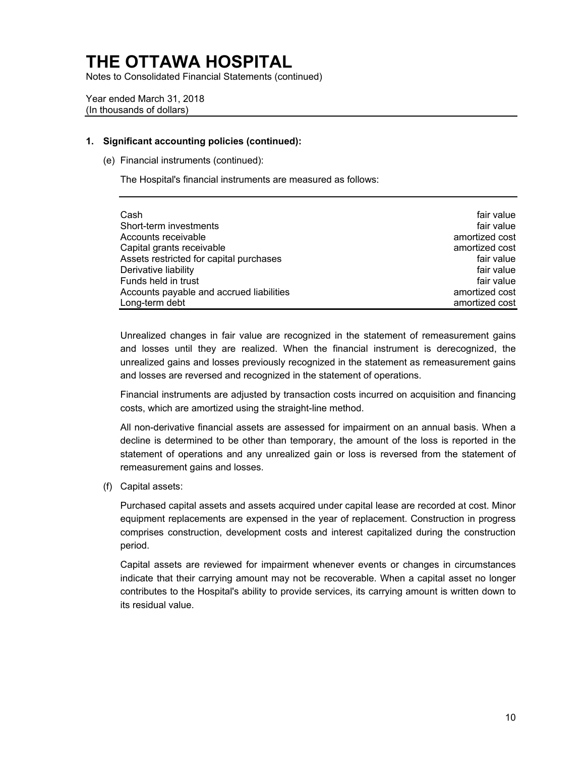# THE OTTAWA HOSPITAL

Notes to Consolidated Financial Statements (continued)

Year ended March 31, 2018
(In thousands of dollars)

**1. Significant accounting policies (continued):**

(e) Financial instruments (continued):

The Hospital's financial instruments are measured as follows:

| | |
|---|---|
| Cash | fair value |
| Short-term investments | fair value |
| Accounts receivable | amortized cost |
| Capital grants receivable | amortized cost |
| Assets restricted for capital purchases | fair value |
| Derivative liability | fair value |
| Funds held in trust | fair value |
| Accounts payable and accrued liabilities | amortized cost |
| Long-term debt | amortized cost |

Unrealized changes in fair value are recognized in the statement of remeasurement gains and losses until they are realized. When the financial instrument is derecognized, the unrealized gains and losses previously recognized in the statement as remeasurement gains and losses are reversed and recognized in the statement of operations.

Financial instruments are adjusted by transaction costs incurred on acquisition and financing costs, which are amortized using the straight-line method.

All non-derivative financial assets are assessed for impairment on an annual basis. When a decline is determined to be other than temporary, the amount of the loss is reported in the statement of operations and any unrealized gain or loss is reversed from the statement of remeasurement gains and losses.

(f) Capital assets:

Purchased capital assets and assets acquired under capital lease are recorded at cost. Minor equipment replacements are expensed in the year of replacement. Construction in progress comprises construction, development costs and interest capitalized during the construction period.

Capital assets are reviewed for impairment whenever events or changes in circumstances indicate that their carrying amount may not be recoverable. When a capital asset no longer contributes to the Hospital's ability to provide services, its carrying amount is written down to its residual value.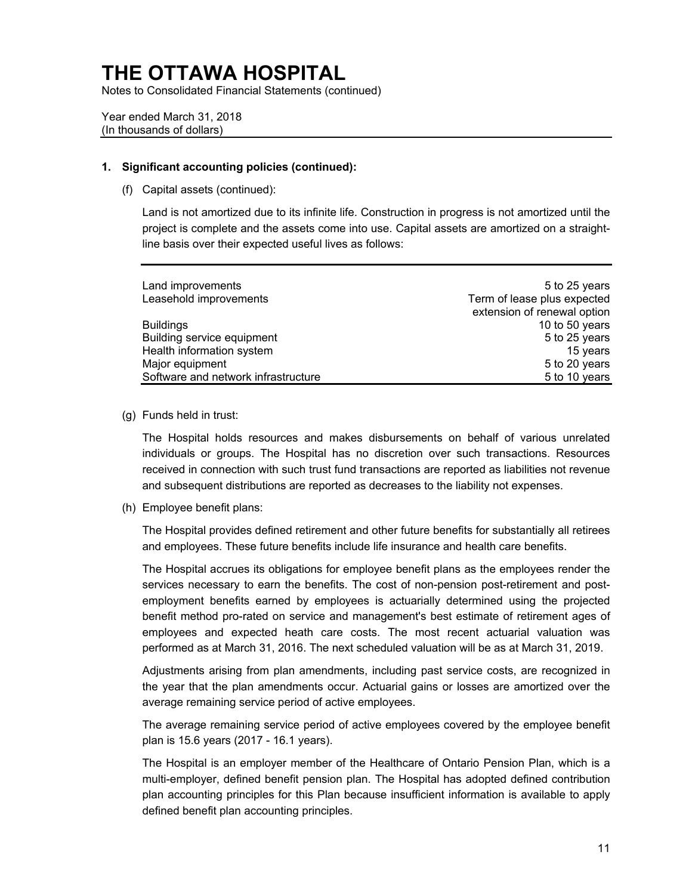# THE OTTAWA HOSPITAL

Notes to Consolidated Financial Statements (continued)

Year ended March 31, 2018
(In thousands of dollars)

**1. Significant accounting policies (continued):**

(f) Capital assets (continued):

Land is not amortized due to its infinite life. Construction in progress is not amortized until the project is complete and the assets come into use. Capital assets are amortized on a straight-line basis over their expected useful lives as follows:

| | |
|---|---|
| Land improvements | 5 to 25 years |
| Leasehold improvements | Term of lease plus expected extension of renewal option |
| Buildings | 10 to 50 years |
| Building service equipment | 5 to 25 years |
| Health information system | 15 years |
| Major equipment | 5 to 20 years |
| Software and network infrastructure | 5 to 10 years |

(g) Funds held in trust:

The Hospital holds resources and makes disbursements on behalf of various unrelated individuals or groups. The Hospital has no discretion over such transactions. Resources received in connection with such trust fund transactions are reported as liabilities not revenue and subsequent distributions are reported as decreases to the liability not expenses.

(h) Employee benefit plans:

The Hospital provides defined retirement and other future benefits for substantially all retirees and employees. These future benefits include life insurance and health care benefits.

The Hospital accrues its obligations for employee benefit plans as the employees render the services necessary to earn the benefits. The cost of non-pension post-retirement and post-employment benefits earned by employees is actuarially determined using the projected benefit method pro-rated on service and management's best estimate of retirement ages of employees and expected heath care costs. The most recent actuarial valuation was performed as at March 31, 2016. The next scheduled valuation will be as at March 31, 2019.

Adjustments arising from plan amendments, including past service costs, are recognized in the year that the plan amendments occur. Actuarial gains or losses are amortized over the average remaining service period of active employees.

The average remaining service period of active employees covered by the employee benefit plan is 15.6 years (2017 - 16.1 years).

The Hospital is an employer member of the Healthcare of Ontario Pension Plan, which is a multi-employer, defined benefit pension plan. The Hospital has adopted defined contribution plan accounting principles for this Plan because insufficient information is available to apply defined benefit plan accounting principles.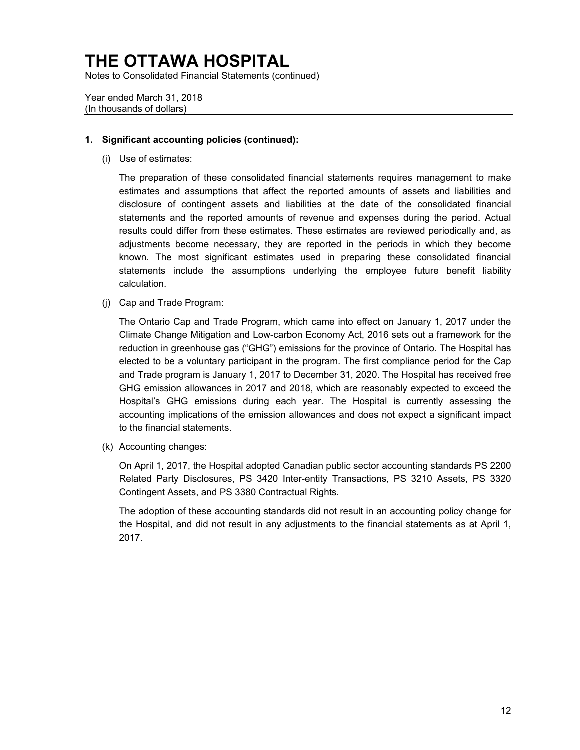# THE OTTAWA HOSPITAL

Notes to Consolidated Financial Statements (continued)

Year ended March 31, 2018
(In thousands of dollars)

**1. Significant accounting policies (continued):**

(i) Use of estimates:

The preparation of these consolidated financial statements requires management to make estimates and assumptions that affect the reported amounts of assets and liabilities and disclosure of contingent assets and liabilities at the date of the consolidated financial statements and the reported amounts of revenue and expenses during the period. Actual results could differ from these estimates. These estimates are reviewed periodically and, as adjustments become necessary, they are reported in the periods in which they become known. The most significant estimates used in preparing these consolidated financial statements include the assumptions underlying the employee future benefit liability calculation.

(j) Cap and Trade Program:

The Ontario Cap and Trade Program, which came into effect on January 1, 2017 under the Climate Change Mitigation and Low-carbon Economy Act, 2016 sets out a framework for the reduction in greenhouse gas ("GHG") emissions for the province of Ontario. The Hospital has elected to be a voluntary participant in the program. The first compliance period for the Cap and Trade program is January 1, 2017 to December 31, 2020. The Hospital has received free GHG emission allowances in 2017 and 2018, which are reasonably expected to exceed the Hospital's GHG emissions during each year. The Hospital is currently assessing the accounting implications of the emission allowances and does not expect a significant impact to the financial statements.

(k) Accounting changes:

On April 1, 2017, the Hospital adopted Canadian public sector accounting standards PS 2200 Related Party Disclosures, PS 3420 Inter-entity Transactions, PS 3210 Assets, PS 3320 Contingent Assets, and PS 3380 Contractual Rights.

The adoption of these accounting standards did not result in an accounting policy change for the Hospital, and did not result in any adjustments to the financial statements as at April 1, 2017.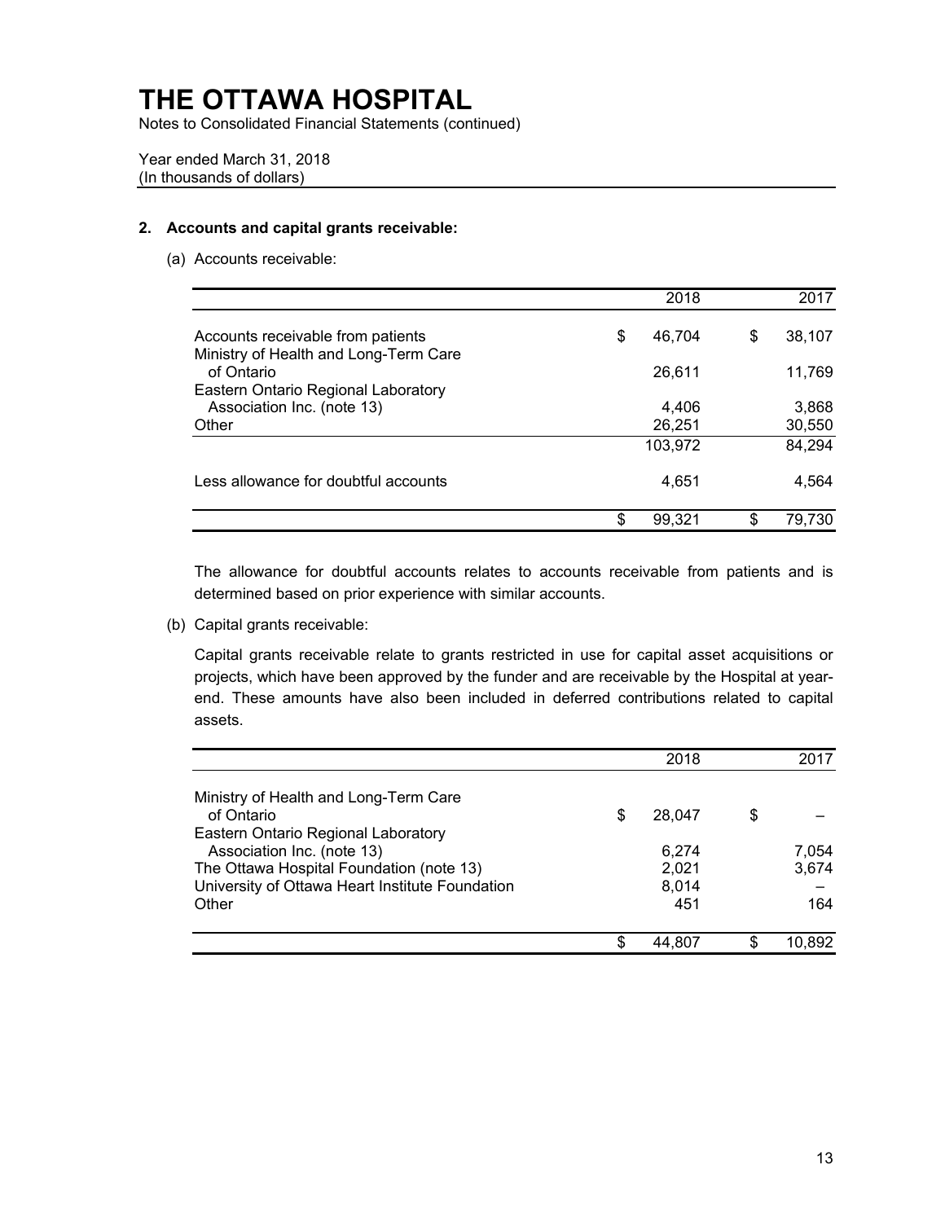# THE OTTAWA HOSPITAL

Notes to Consolidated Financial Statements (continued)

Year ended March 31, 2018
(In thousands of dollars)

## 2. Accounts and capital grants receivable:

(a) Accounts receivable:

| | 2018 | 2017 |
|---|---|---|
| Accounts receivable from patients | $ 46,704 | $ 38,107 |
| Ministry of Health and Long-Term Care of Ontario | 26,611 | 11,769 |
| Eastern Ontario Regional Laboratory Association Inc. (note 13) | 4,406 | 3,868 |
| Other | 26,251 | 30,550 |
| | 103,972 | 84,294 |
| Less allowance for doubtful accounts | 4,651 | 4,564 |
| | $ 99,321 | $ 79,730 |

The allowance for doubtful accounts relates to accounts receivable from patients and is determined based on prior experience with similar accounts.

(b) Capital grants receivable:

Capital grants receivable relate to grants restricted in use for capital asset acquisitions or projects, which have been approved by the funder and are receivable by the Hospital at year-end. These amounts have also been included in deferred contributions related to capital assets.

| | 2018 | 2017 |
|---|---|---|
| Ministry of Health and Long-Term Care of Ontario | $ 28,047 | $ – |
| Eastern Ontario Regional Laboratory Association Inc. (note 13) | 6,274 | 7,054 |
| The Ottawa Hospital Foundation (note 13) | 2,021 | 3,674 |
| University of Ottawa Heart Institute Foundation | 8,014 | – |
| Other | 451 | 164 |
| | $ 44,807 | $ 10,892 |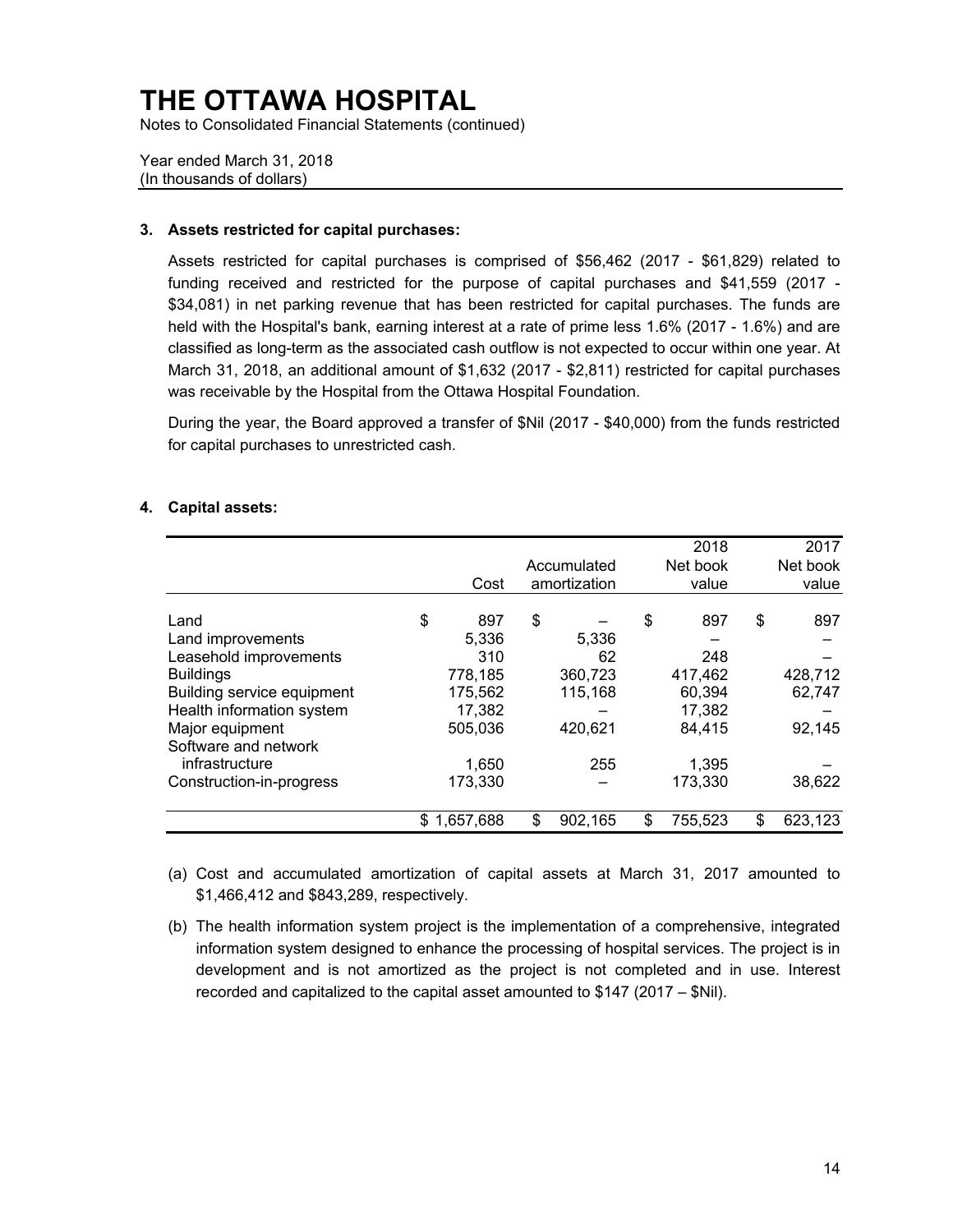# THE OTTAWA HOSPITAL

Notes to Consolidated Financial Statements (continued)

Year ended March 31, 2018
(In thousands of dollars)

### 3. Assets restricted for capital purchases:

Assets restricted for capital purchases is comprised of $56,462 (2017 - $61,829) related to funding received and restricted for the purpose of capital purchases and $41,559 (2017 - $34,081) in net parking revenue that has been restricted for capital purchases. The funds are held with the Hospital's bank, earning interest at a rate of prime less 1.6% (2017 - 1.6%) and are classified as long-term as the associated cash outflow is not expected to occur within one year. At March 31, 2018, an additional amount of $1,632 (2017 - $2,811) restricted for capital purchases was receivable by the Hospital from the Ottawa Hospital Foundation.

During the year, the Board approved a transfer of $Nil (2017 - $40,000) from the funds restricted for capital purchases to unrestricted cash.

### 4. Capital assets:

| | Cost | Accumulated amortization | 2018 Net book value | 2017 Net book value |
|---|---|---|---|---|
| Land | $ 897 | $ – | $ 897 | $ 897 |
| Land improvements | 5,336 | 5,336 | – | – |
| Leasehold improvements | 310 | 62 | 248 | – |
| Buildings | 778,185 | 360,723 | 417,462 | 428,712 |
| Building service equipment | 175,562 | 115,168 | 60,394 | 62,747 |
| Health information system | 17,382 | – | 17,382 | – |
| Major equipment | 505,036 | 420,621 | 84,415 | 92,145 |
| Software and network infrastructure | 1,650 | 255 | 1,395 | – |
| Construction-in-progress | 173,330 | – | 173,330 | 38,622 |
| | $ 1,657,688 | $ 902,165 | $ 755,523 | $ 623,123 |

(a) Cost and accumulated amortization of capital assets at March 31, 2017 amounted to $1,466,412 and $843,289, respectively.

(b) The health information system project is the implementation of a comprehensive, integrated information system designed to enhance the processing of hospital services. The project is in development and is not amortized as the project is not completed and in use. Interest recorded and capitalized to the capital asset amounted to $147 (2017 – $Nil).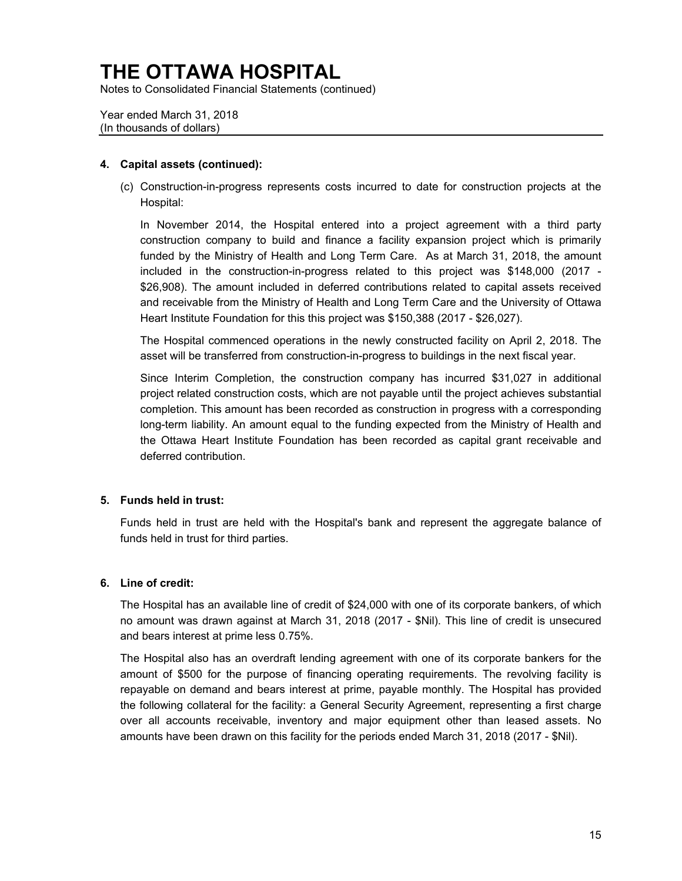# THE OTTAWA HOSPITAL

Notes to Consolidated Financial Statements (continued)

Year ended March 31, 2018
(In thousands of dollars)

## 4. Capital assets (continued):

(c) Construction-in-progress represents costs incurred to date for construction projects at the Hospital:

In November 2014, the Hospital entered into a project agreement with a third party construction company to build and finance a facility expansion project which is primarily funded by the Ministry of Health and Long Term Care. As at March 31, 2018, the amount included in the construction-in-progress related to this project was $148,000 (2017 - $26,908). The amount included in deferred contributions related to capital assets received and receivable from the Ministry of Health and Long Term Care and the University of Ottawa Heart Institute Foundation for this this project was $150,388 (2017 - $26,027).

The Hospital commenced operations in the newly constructed facility on April 2, 2018. The asset will be transferred from construction-in-progress to buildings in the next fiscal year.

Since Interim Completion, the construction company has incurred $31,027 in additional project related construction costs, which are not payable until the project achieves substantial completion. This amount has been recorded as construction in progress with a corresponding long-term liability. An amount equal to the funding expected from the Ministry of Health and the Ottawa Heart Institute Foundation has been recorded as capital grant receivable and deferred contribution.

## 5. Funds held in trust:

Funds held in trust are held with the Hospital's bank and represent the aggregate balance of funds held in trust for third parties.

## 6. Line of credit:

The Hospital has an available line of credit of $24,000 with one of its corporate bankers, of which no amount was drawn against at March 31, 2018 (2017 - $Nil). This line of credit is unsecured and bears interest at prime less 0.75%.

The Hospital also has an overdraft lending agreement with one of its corporate bankers for the amount of $500 for the purpose of financing operating requirements. The revolving facility is repayable on demand and bears interest at prime, payable monthly. The Hospital has provided the following collateral for the facility: a General Security Agreement, representing a first charge over all accounts receivable, inventory and major equipment other than leased assets. No amounts have been drawn on this facility for the periods ended March 31, 2018 (2017 - $Nil).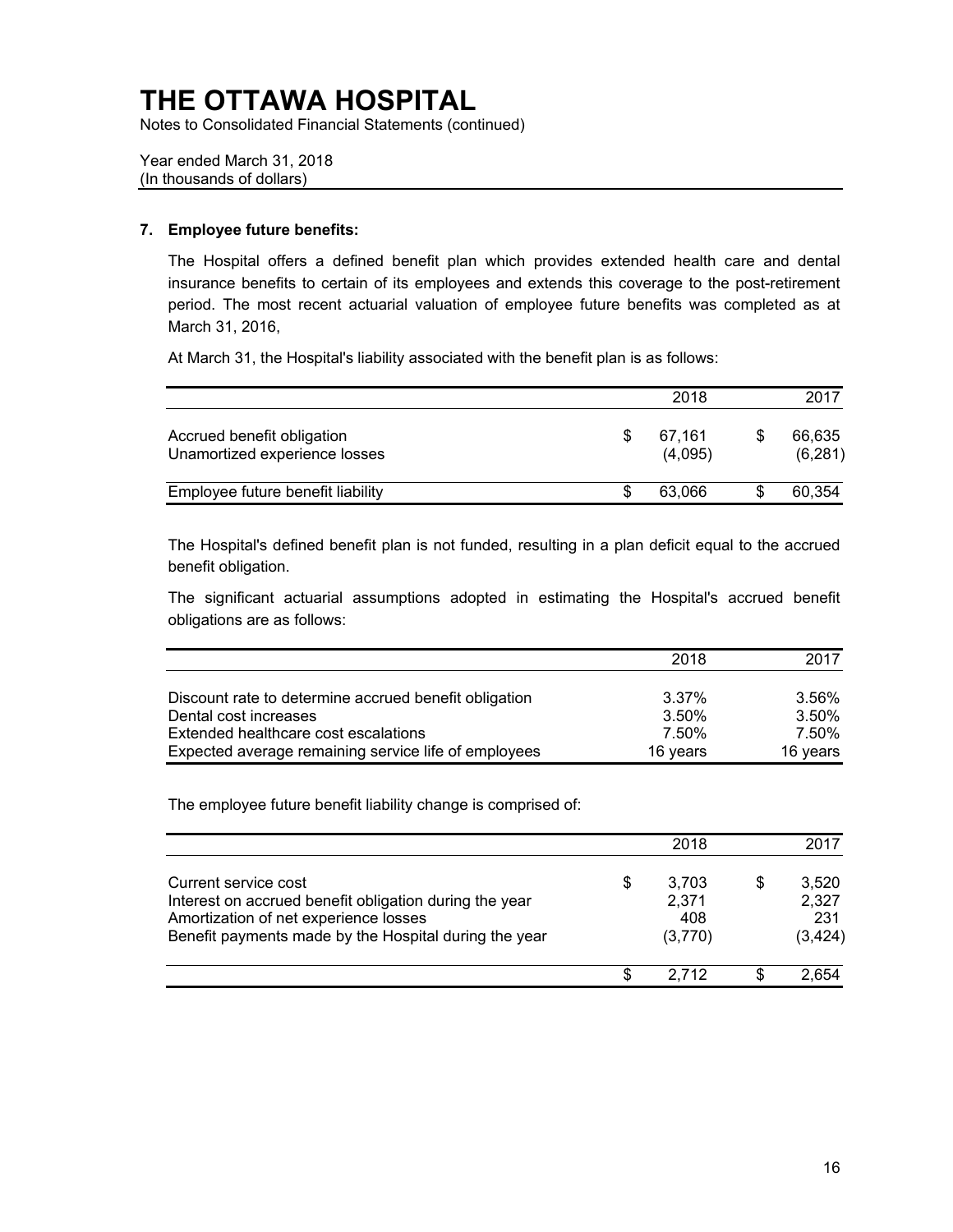# THE OTTAWA HOSPITAL

Notes to Consolidated Financial Statements (continued)

Year ended March 31, 2018
(In thousands of dollars)

## 7. Employee future benefits:

The Hospital offers a defined benefit plan which provides extended health care and dental insurance benefits to certain of its employees and extends this coverage to the post-retirement period. The most recent actuarial valuation of employee future benefits was completed as at March 31, 2016,

At March 31, the Hospital's liability associated with the benefit plan is as follows:

| | 2018 | 2017 |
|---|---|---|
| Accrued benefit obligation | $ 67,161 | $ 66,635 |
| Unamortized experience losses | (4,095) | (6,281) |
| Employee future benefit liability | $ 63,066 | $ 60,354 |

The Hospital's defined benefit plan is not funded, resulting in a plan deficit equal to the accrued benefit obligation.

The significant actuarial assumptions adopted in estimating the Hospital's accrued benefit obligations are as follows:

| | 2018 | 2017 |
|---|---|---|
| Discount rate to determine accrued benefit obligation | 3.37% | 3.56% |
| Dental cost increases | 3.50% | 3.50% |
| Extended healthcare cost escalations | 7.50% | 7.50% |
| Expected average remaining service life of employees | 16 years | 16 years |

The employee future benefit liability change is comprised of:

| | 2018 | 2017 |
|---|---|---|
| Current service cost | $ 3,703 | $ 3,520 |
| Interest on accrued benefit obligation during the year | 2,371 | 2,327 |
| Amortization of net experience losses | 408 | 231 |
| Benefit payments made by the Hospital during the year | (3,770) | (3,424) |
| | $ 2,712 | $ 2,654 |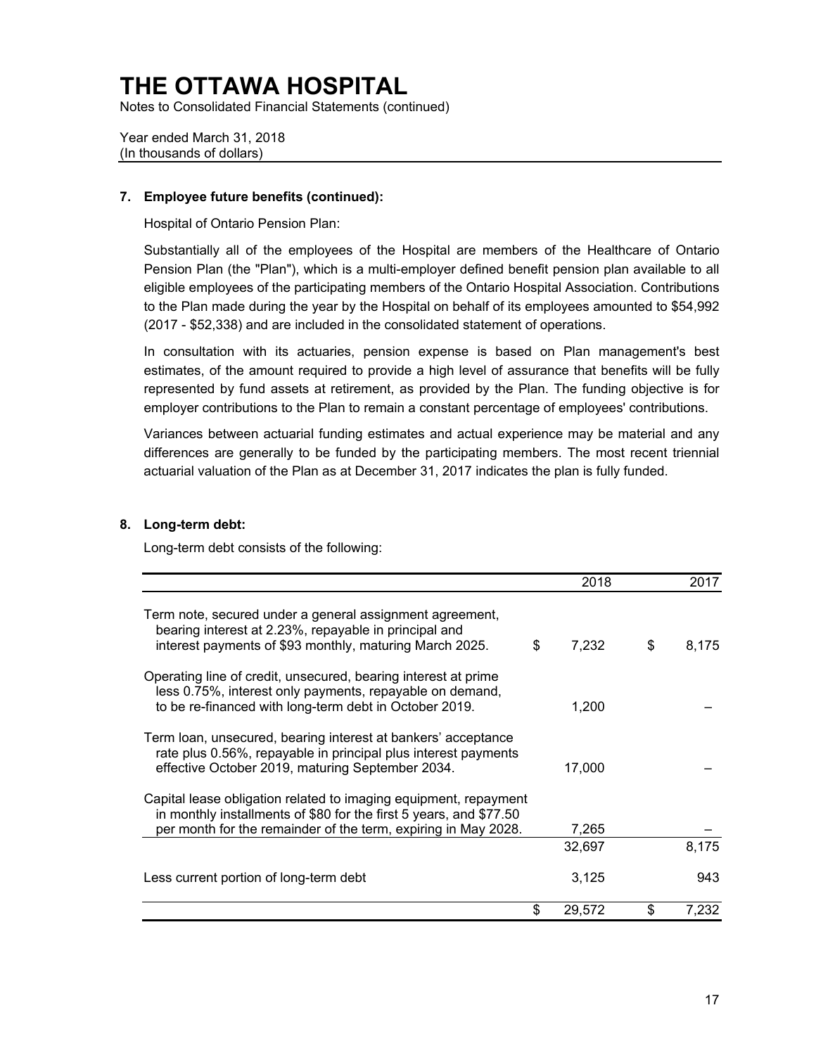# THE OTTAWA HOSPITAL

Notes to Consolidated Financial Statements (continued)

Year ended March 31, 2018
(In thousands of dollars)

## 7. Employee future benefits (continued):

Hospital of Ontario Pension Plan:

Substantially all of the employees of the Hospital are members of the Healthcare of Ontario Pension Plan (the "Plan"), which is a multi-employer defined benefit pension plan available to all eligible employees of the participating members of the Ontario Hospital Association. Contributions to the Plan made during the year by the Hospital on behalf of its employees amounted to $54,992 (2017 - $52,338) and are included in the consolidated statement of operations.

In consultation with its actuaries, pension expense is based on Plan management's best estimates, of the amount required to provide a high level of assurance that benefits will be fully represented by fund assets at retirement, as provided by the Plan. The funding objective is for employer contributions to the Plan to remain a constant percentage of employees' contributions.

Variances between actuarial funding estimates and actual experience may be material and any differences are generally to be funded by the participating members. The most recent triennial actuarial valuation of the Plan as at December 31, 2017 indicates the plan is fully funded.

## 8. Long-term debt:

Long-term debt consists of the following:

| | 2018 | 2017 |
|---|---|---|
| Term note, secured under a general assignment agreement, bearing interest at 2.23%, repayable in principal and interest payments of $93 monthly, maturing March 2025. | $ 7,232 | $ 8,175 |
| Operating line of credit, unsecured, bearing interest at prime less 0.75%, interest only payments, repayable on demand, to be re-financed with long-term debt in October 2019. | 1,200 | – |
| Term loan, unsecured, bearing interest at bankers' acceptance rate plus 0.56%, repayable in principal plus interest payments effective October 2019, maturing September 2034. | 17,000 | – |
| Capital lease obligation related to imaging equipment, repayment in monthly installments of $80 for the first 5 years, and $77.50 per month for the remainder of the term, expiring in May 2028. | 7,265 | – |
| | 32,697 | 8,175 |
| Less current portion of long-term debt | 3,125 | 943 |
| | $ 29,572 | $ 7,232 |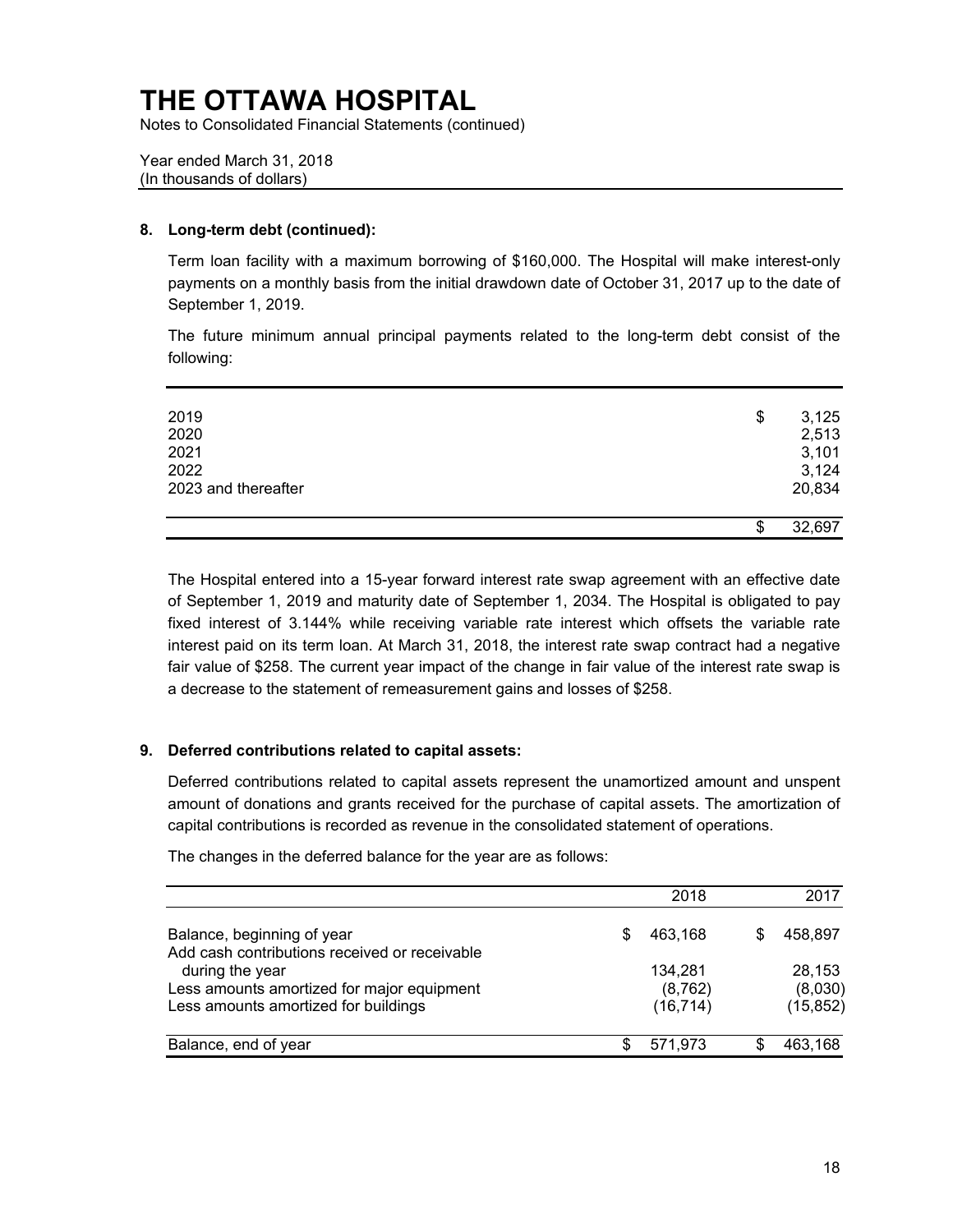# THE OTTAWA HOSPITAL

Notes to Consolidated Financial Statements (continued)

Year ended March 31, 2018
(In thousands of dollars)

**8. Long-term debt (continued):**

Term loan facility with a maximum borrowing of $160,000. The Hospital will make interest-only payments on a monthly basis from the initial drawdown date of October 31, 2017 up to the date of September 1, 2019.

The future minimum annual principal payments related to the long-term debt consist of the following:

| | |
|---|---|
| 2019 | $ 3,125 |
| 2020 | 2,513 |
| 2021 | 3,101 |
| 2022 | 3,124 |
| 2023 and thereafter | 20,834 |
| | $ 32,697 |

The Hospital entered into a 15-year forward interest rate swap agreement with an effective date of September 1, 2019 and maturity date of September 1, 2034. The Hospital is obligated to pay fixed interest of 3.144% while receiving variable rate interest which offsets the variable rate interest paid on its term loan. At March 31, 2018, the interest rate swap contract had a negative fair value of $258. The current year impact of the change in fair value of the interest rate swap is a decrease to the statement of remeasurement gains and losses of $258.

**9. Deferred contributions related to capital assets:**

Deferred contributions related to capital assets represent the unamortized amount and unspent amount of donations and grants received for the purchase of capital assets. The amortization of capital contributions is recorded as revenue in the consolidated statement of operations.

The changes in the deferred balance for the year are as follows:

| | 2018 | 2017 |
|---|---|---|
| Balance, beginning of year | $ 463,168 | $ 458,897 |
| Add cash contributions received or receivable during the year | 134,281 | 28,153 |
| Less amounts amortized for major equipment | (8,762) | (8,030) |
| Less amounts amortized for buildings | (16,714) | (15,852) |
| Balance, end of year | $ 571,973 | $ 463,168 |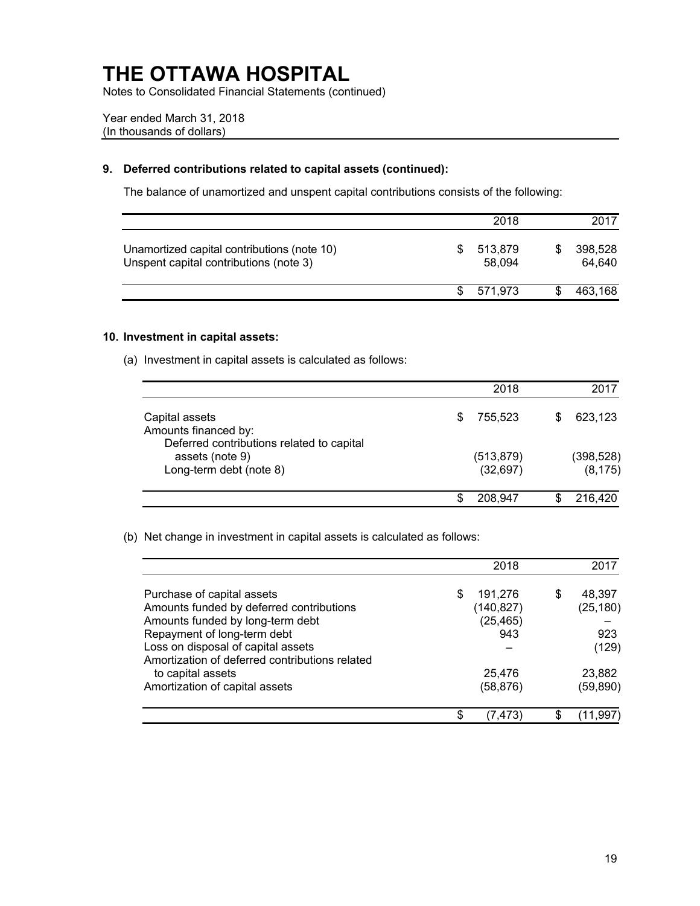# THE OTTAWA HOSPITAL

Notes to Consolidated Financial Statements (continued)

Year ended March 31, 2018
(In thousands of dollars)

## 9. Deferred contributions related to capital assets (continued):

The balance of unamortized and unspent capital contributions consists of the following:

| | 2018 | 2017 |
|---|---|---|
| Unamortized capital contributions (note 10) | $ 513,879 | $ 398,528 |
| Unspent capital contributions (note 3) | 58,094 | 64,640 |
| | $ 571,973 | $ 463,168 |

## 10. Investment in capital assets:

(a) Investment in capital assets is calculated as follows:

| | 2018 | 2017 |
|---|---|---|
| Capital assets | $ 755,523 | $ 623,123 |
| Amounts financed by: | | |
| Deferred contributions related to capital assets (note 9) | (513,879) | (398,528) |
| Long-term debt (note 8) | (32,697) | (8,175) |
| | $ 208,947 | $ 216,420 |

(b) Net change in investment in capital assets is calculated as follows:

| | 2018 | 2017 |
|---|---|---|
| Purchase of capital assets | $ 191,276 | $ 48,397 |
| Amounts funded by deferred contributions | (140,827) | (25,180) |
| Amounts funded by long-term debt | (25,465) | – |
| Repayment of long-term debt | 943 | 923 |
| Loss on disposal of capital assets | – | (129) |
| Amortization of deferred contributions related to capital assets | 25,476 | 23,882 |
| Amortization of capital assets | (58,876) | (59,890) |
| | $ (7,473) | $ (11,997) |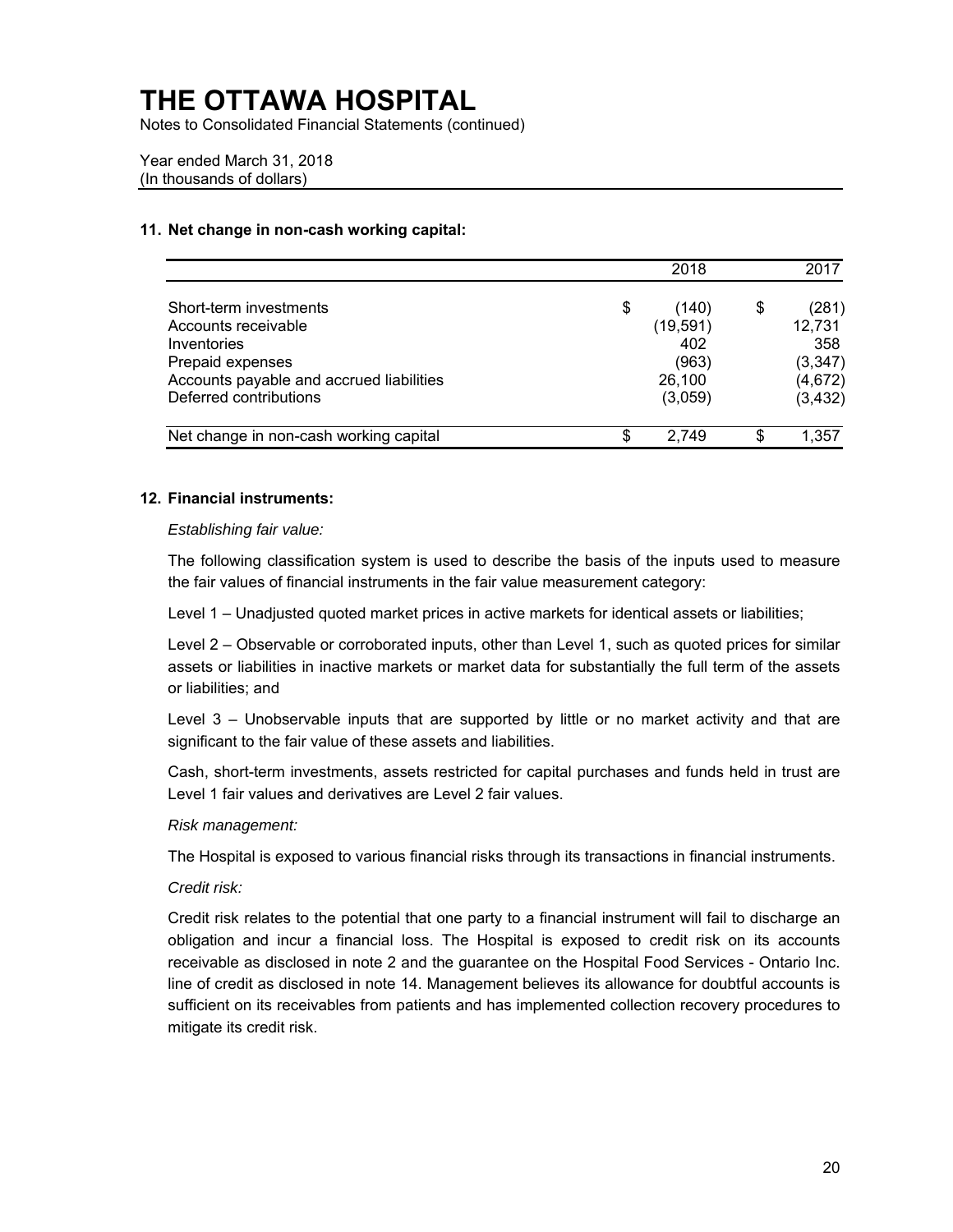# THE OTTAWA HOSPITAL

Notes to Consolidated Financial Statements (continued)

Year ended March 31, 2018
(In thousands of dollars)

### 11. Net change in non-cash working capital:

| | 2018 | 2017 |
|---|---|---|
| Short-term investments | $ (140) | $ (281) |
| Accounts receivable | (19,591) | 12,731 |
| Inventories | 402 | 358 |
| Prepaid expenses | (963) | (3,347) |
| Accounts payable and accrued liabilities | 26,100 | (4,672) |
| Deferred contributions | (3,059) | (3,432) |
| Net change in non-cash working capital | $ 2,749 | $ 1,357 |

### 12. Financial instruments:

*Establishing fair value:*

The following classification system is used to describe the basis of the inputs used to measure the fair values of financial instruments in the fair value measurement category:

Level 1 – Unadjusted quoted market prices in active markets for identical assets or liabilities;

Level 2 – Observable or corroborated inputs, other than Level 1, such as quoted prices for similar assets or liabilities in inactive markets or market data for substantially the full term of the assets or liabilities; and

Level 3 – Unobservable inputs that are supported by little or no market activity and that are significant to the fair value of these assets and liabilities.

Cash, short-term investments, assets restricted for capital purchases and funds held in trust are Level 1 fair values and derivatives are Level 2 fair values.

*Risk management:*

The Hospital is exposed to various financial risks through its transactions in financial instruments.

*Credit risk:*

Credit risk relates to the potential that one party to a financial instrument will fail to discharge an obligation and incur a financial loss. The Hospital is exposed to credit risk on its accounts receivable as disclosed in note 2 and the guarantee on the Hospital Food Services - Ontario Inc. line of credit as disclosed in note 14. Management believes its allowance for doubtful accounts is sufficient on its receivables from patients and has implemented collection recovery procedures to mitigate its credit risk.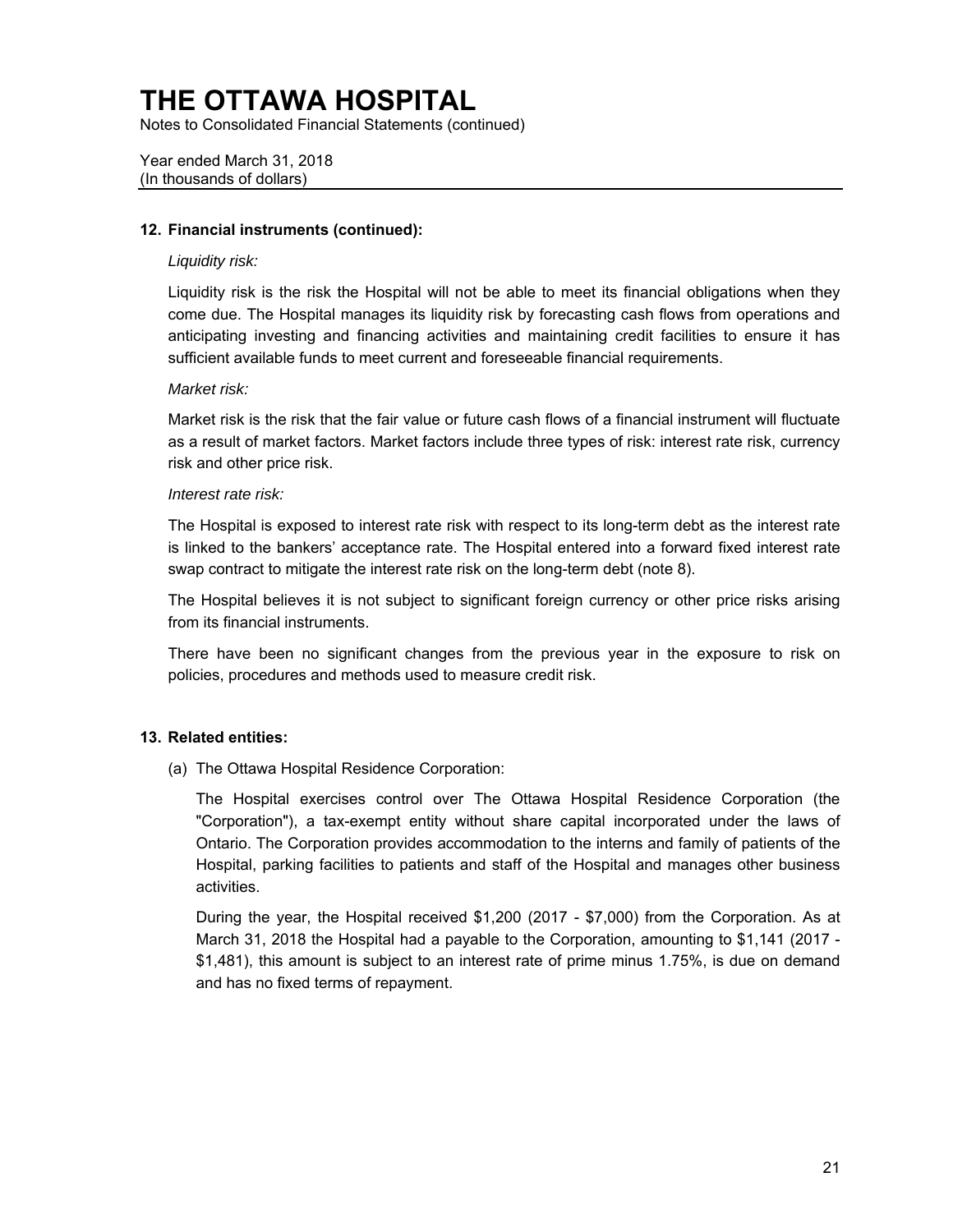# THE OTTAWA HOSPITAL

Notes to Consolidated Financial Statements (continued)

Year ended March 31, 2018
(In thousands of dollars)

## 12. Financial instruments (continued):

*Liquidity risk:*

Liquidity risk is the risk the Hospital will not be able to meet its financial obligations when they come due. The Hospital manages its liquidity risk by forecasting cash flows from operations and anticipating investing and financing activities and maintaining credit facilities to ensure it has sufficient available funds to meet current and foreseeable financial requirements.

*Market risk:*

Market risk is the risk that the fair value or future cash flows of a financial instrument will fluctuate as a result of market factors. Market factors include three types of risk: interest rate risk, currency risk and other price risk.

*Interest rate risk:*

The Hospital is exposed to interest rate risk with respect to its long-term debt as the interest rate is linked to the bankers' acceptance rate. The Hospital entered into a forward fixed interest rate swap contract to mitigate the interest rate risk on the long-term debt (note 8).

The Hospital believes it is not subject to significant foreign currency or other price risks arising from its financial instruments.

There have been no significant changes from the previous year in the exposure to risk on policies, procedures and methods used to measure credit risk.

## 13. Related entities:

(a) The Ottawa Hospital Residence Corporation:

The Hospital exercises control over The Ottawa Hospital Residence Corporation (the "Corporation"), a tax-exempt entity without share capital incorporated under the laws of Ontario. The Corporation provides accommodation to the interns and family of patients of the Hospital, parking facilities to patients and staff of the Hospital and manages other business activities.

During the year, the Hospital received $1,200 (2017 - $7,000) from the Corporation. As at March 31, 2018 the Hospital had a payable to the Corporation, amounting to $1,141 (2017 - $1,481), this amount is subject to an interest rate of prime minus 1.75%, is due on demand and has no fixed terms of repayment.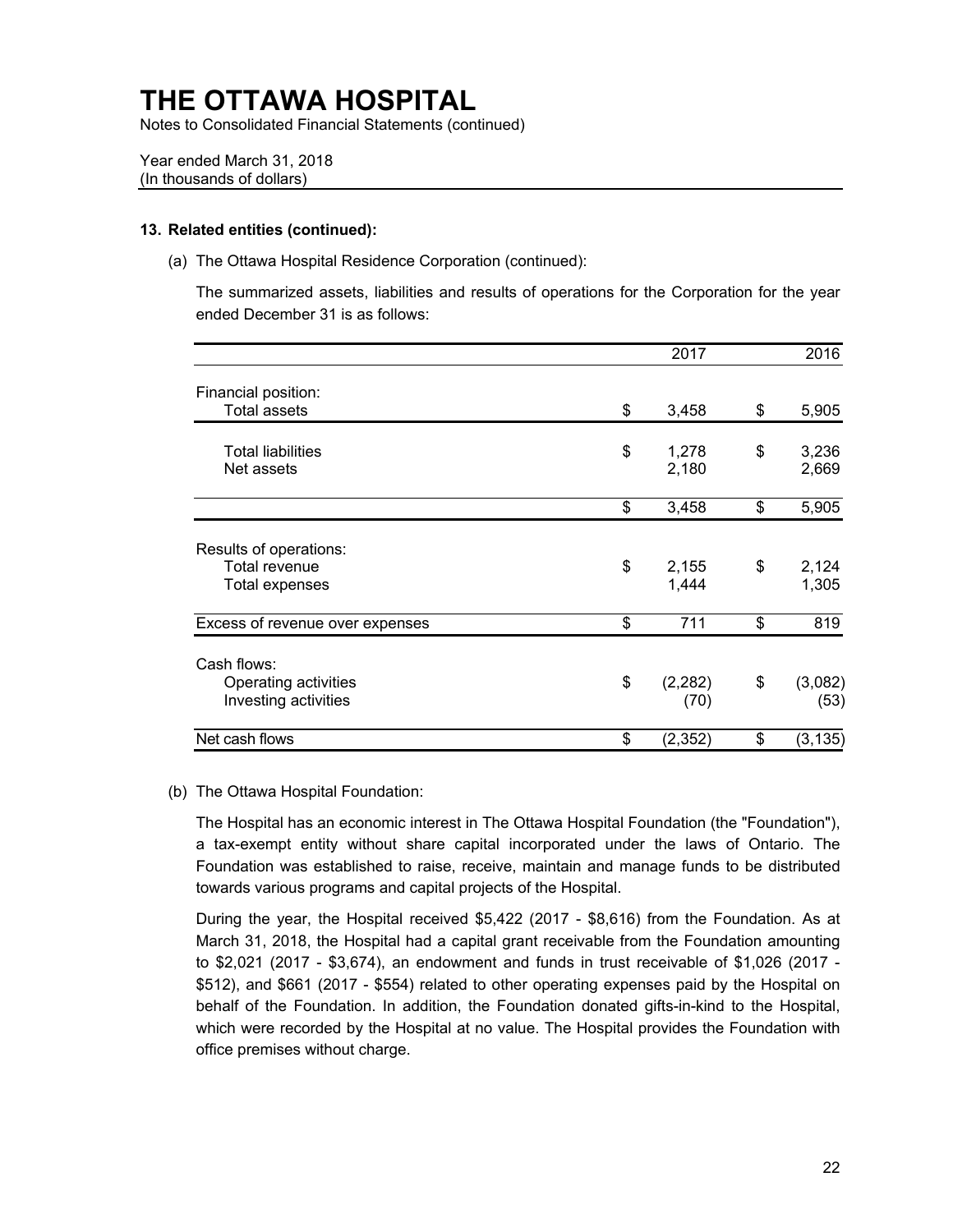# THE OTTAWA HOSPITAL

Notes to Consolidated Financial Statements (continued)

Year ended March 31, 2018
(In thousands of dollars)

**13. Related entities (continued):**

(a) The Ottawa Hospital Residence Corporation (continued):

The summarized assets, liabilities and results of operations for the Corporation for the year ended December 31 is as follows:

| | 2017 | 2016 |
|---|---|---|
| Financial position: | | |
| Total assets | $ 3,458 | $ 5,905 |
| Total liabilities | $ 1,278 | $ 3,236 |
| Net assets | 2,180 | 2,669 |
| | $ 3,458 | $ 5,905 |
| Results of operations: | | |
| Total revenue | $ 2,155 | $ 2,124 |
| Total expenses | 1,444 | 1,305 |
| Excess of revenue over expenses | $ 711 | $ 819 |
| Cash flows: | | |
| Operating activities | $ (2,282) | $ (3,082) |
| Investing activities | (70) | (53) |
| Net cash flows | $ (2,352) | $ (3,135) |

(b) The Ottawa Hospital Foundation:

The Hospital has an economic interest in The Ottawa Hospital Foundation (the "Foundation"), a tax-exempt entity without share capital incorporated under the laws of Ontario. The Foundation was established to raise, receive, maintain and manage funds to be distributed towards various programs and capital projects of the Hospital.

During the year, the Hospital received $5,422 (2017 - $8,616) from the Foundation. As at March 31, 2018, the Hospital had a capital grant receivable from the Foundation amounting to $2,021 (2017 - $3,674), an endowment and funds in trust receivable of $1,026 (2017 - $512), and $661 (2017 - $554) related to other operating expenses paid by the Hospital on behalf of the Foundation. In addition, the Foundation donated gifts-in-kind to the Hospital, which were recorded by the Hospital at no value. The Hospital provides the Foundation with office premises without charge.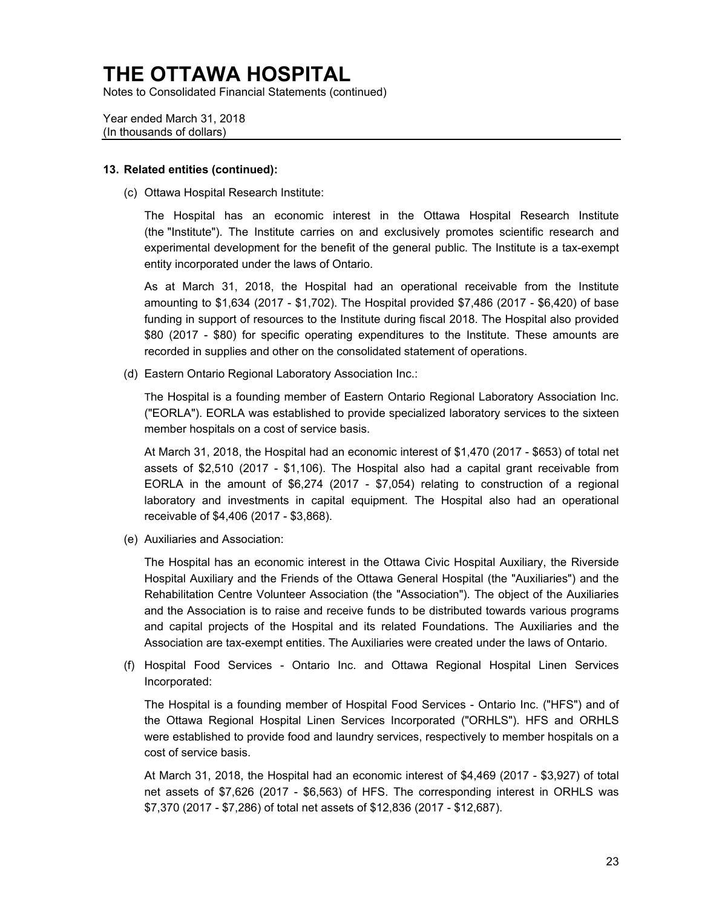### 13. Related entities (continued):

(c) Ottawa Hospital Research Institute:

The Hospital has an economic interest in the Ottawa Hospital Research Institute (the "Institute"). The Institute carries on and exclusively promotes scientific research and experimental development for the benefit of the general public. The Institute is a tax-exempt entity incorporated under the laws of Ontario.

As at March 31, 2018, the Hospital had an operational receivable from the Institute amounting to $1,634 (2017 - $1,702). The Hospital provided $7,486 (2017 - $6,420) of base funding in support of resources to the Institute during fiscal 2018. The Hospital also provided $80 (2017 - $80) for specific operating expenditures to the Institute. These amounts are recorded in supplies and other on the consolidated statement of operations.

(d) Eastern Ontario Regional Laboratory Association Inc.:

The Hospital is a founding member of Eastern Ontario Regional Laboratory Association Inc. ("EORLA"). EORLA was established to provide specialized laboratory services to the sixteen member hospitals on a cost of service basis.

At March 31, 2018, the Hospital had an economic interest of $1,470 (2017 - $653) of total net assets of $2,510 (2017 - $1,106). The Hospital also had a capital grant receivable from EORLA in the amount of $6,274 (2017 - $7,054) relating to construction of a regional laboratory and investments in capital equipment. The Hospital also had an operational receivable of $4,406 (2017 - $3,868).

(e) Auxiliaries and Association:

The Hospital has an economic interest in the Ottawa Civic Hospital Auxiliary, the Riverside Hospital Auxiliary and the Friends of the Ottawa General Hospital (the "Auxiliaries") and the Rehabilitation Centre Volunteer Association (the "Association"). The object of the Auxiliaries and the Association is to raise and receive funds to be distributed towards various programs and capital projects of the Hospital and its related Foundations. The Auxiliaries and the Association are tax-exempt entities. The Auxiliaries were created under the laws of Ontario.

(f) Hospital Food Services - Ontario Inc. and Ottawa Regional Hospital Linen Services Incorporated:

The Hospital is a founding member of Hospital Food Services - Ontario Inc. ("HFS") and of the Ottawa Regional Hospital Linen Services Incorporated ("ORHLS"). HFS and ORHLS were established to provide food and laundry services, respectively to member hospitals on a cost of service basis.

At March 31, 2018, the Hospital had an economic interest of $4,469 (2017 - $3,927) of total net assets of $7,626 (2017 - $6,563) of HFS. The corresponding interest in ORHLS was $7,370 (2017 - $7,286) of total net assets of $12,836 (2017 - $12,687).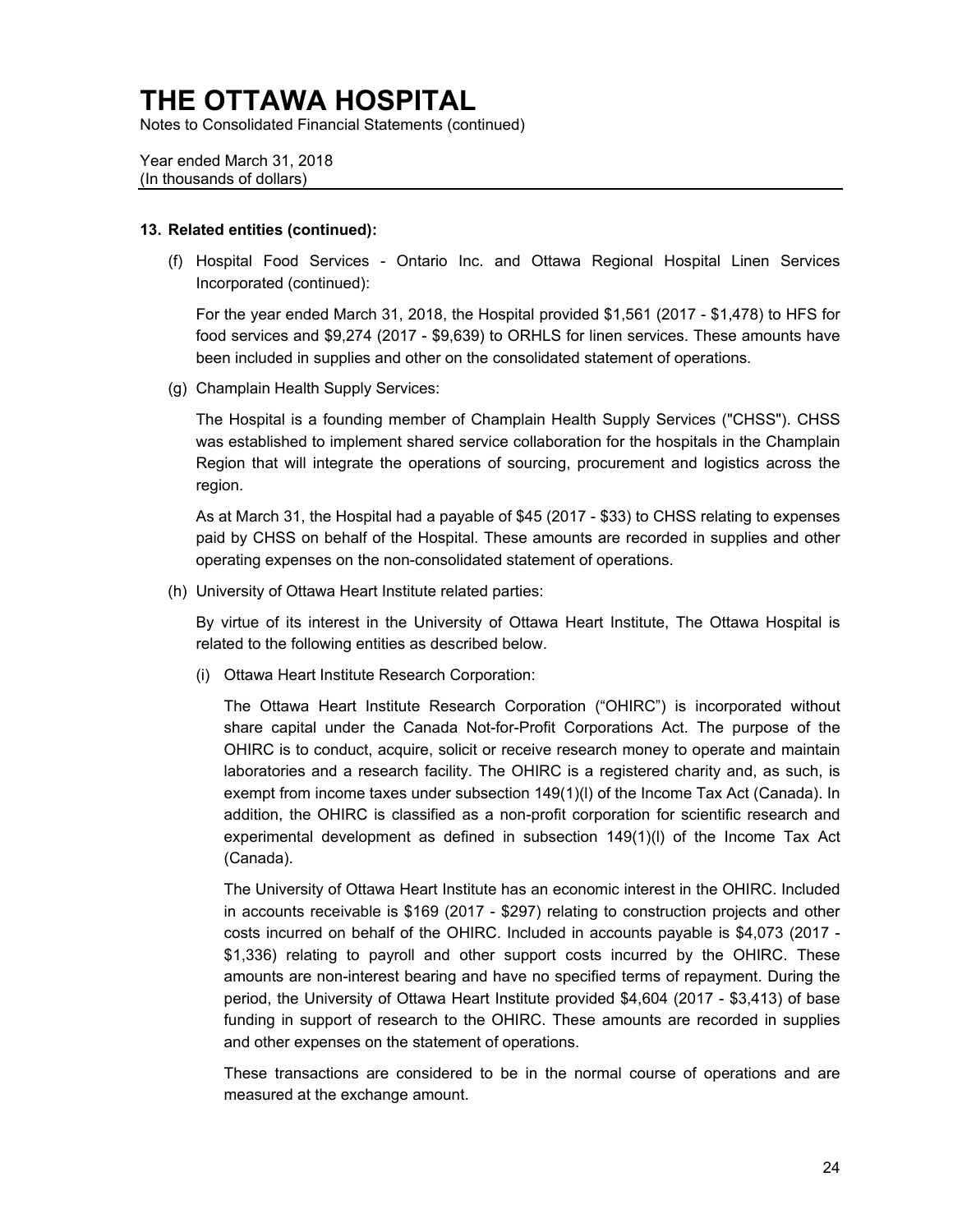# THE OTTAWA HOSPITAL

Notes to Consolidated Financial Statements (continued)

Year ended March 31, 2018
(In thousands of dollars)

**13. Related entities (continued):**

(f) Hospital Food Services - Ontario Inc. and Ottawa Regional Hospital Linen Services Incorporated (continued):

For the year ended March 31, 2018, the Hospital provided $1,561 (2017 - $1,478) to HFS for food services and $9,274 (2017 - $9,639) to ORHLS for linen services. These amounts have been included in supplies and other on the consolidated statement of operations.

(g) Champlain Health Supply Services:

The Hospital is a founding member of Champlain Health Supply Services ("CHSS"). CHSS was established to implement shared service collaboration for the hospitals in the Champlain Region that will integrate the operations of sourcing, procurement and logistics across the region.

As at March 31, the Hospital had a payable of $45 (2017 - $33) to CHSS relating to expenses paid by CHSS on behalf of the Hospital. These amounts are recorded in supplies and other operating expenses on the non-consolidated statement of operations.

(h) University of Ottawa Heart Institute related parties:

By virtue of its interest in the University of Ottawa Heart Institute, The Ottawa Hospital is related to the following entities as described below.

(i) Ottawa Heart Institute Research Corporation:

The Ottawa Heart Institute Research Corporation ("OHIRC") is incorporated without share capital under the Canada Not-for-Profit Corporations Act. The purpose of the OHIRC is to conduct, acquire, solicit or receive research money to operate and maintain laboratories and a research facility. The OHIRC is a registered charity and, as such, is exempt from income taxes under subsection 149(1)(l) of the Income Tax Act (Canada). In addition, the OHIRC is classified as a non-profit corporation for scientific research and experimental development as defined in subsection 149(1)(l) of the Income Tax Act (Canada).

The University of Ottawa Heart Institute has an economic interest in the OHIRC. Included in accounts receivable is $169 (2017 - $297) relating to construction projects and other costs incurred on behalf of the OHIRC. Included in accounts payable is $4,073 (2017 - $1,336) relating to payroll and other support costs incurred by the OHIRC. These amounts are non-interest bearing and have no specified terms of repayment. During the period, the University of Ottawa Heart Institute provided $4,604 (2017 - $3,413) of base funding in support of research to the OHIRC. These amounts are recorded in supplies and other expenses on the statement of operations.

These transactions are considered to be in the normal course of operations and are measured at the exchange amount.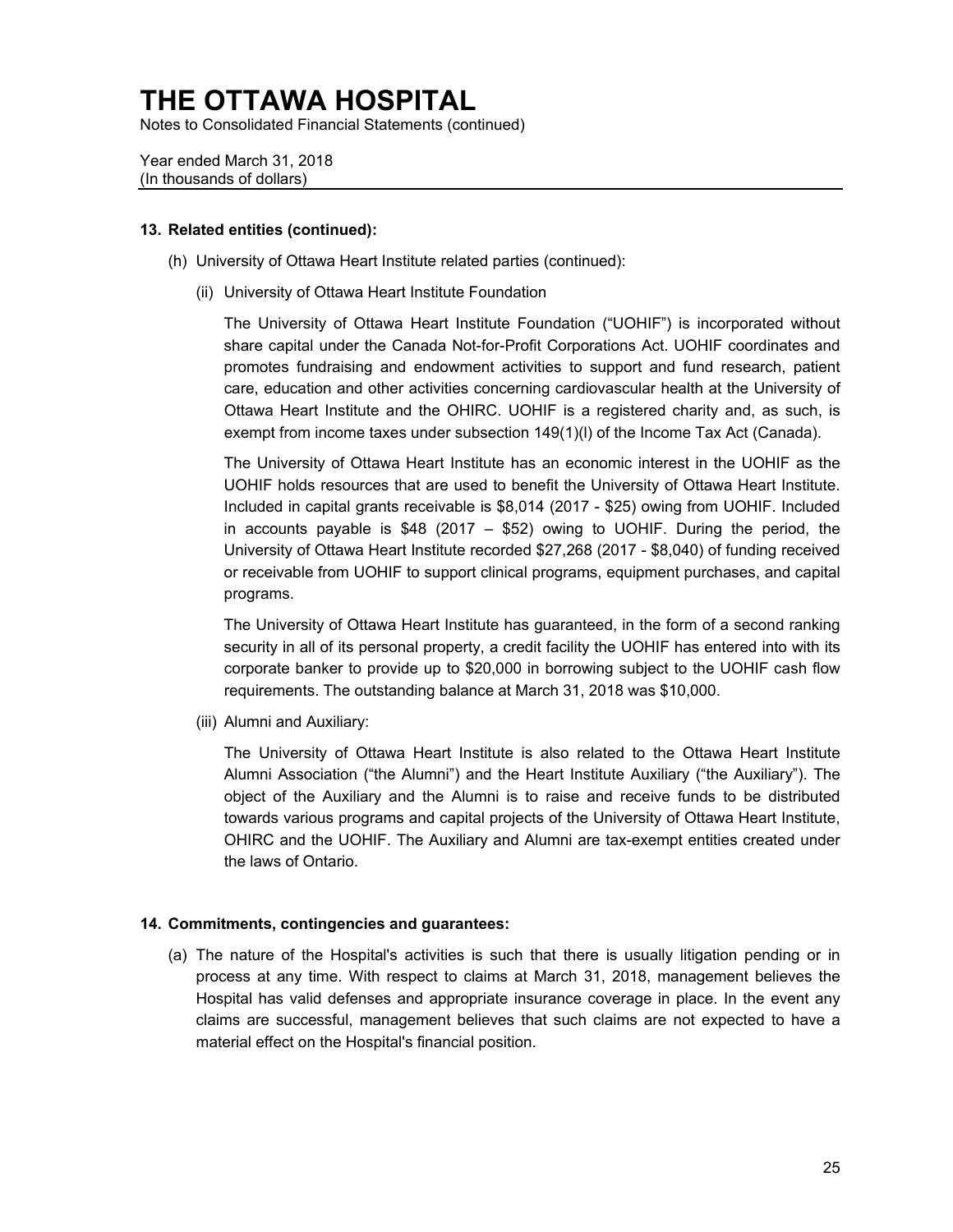# THE OTTAWA HOSPITAL

Notes to Consolidated Financial Statements (continued)

Year ended March 31, 2018
(In thousands of dollars)

**13. Related entities (continued):**

(h) University of Ottawa Heart Institute related parties (continued):

(ii) University of Ottawa Heart Institute Foundation

The University of Ottawa Heart Institute Foundation ("UOHIF") is incorporated without share capital under the Canada Not-for-Profit Corporations Act. UOHIF coordinates and promotes fundraising and endowment activities to support and fund research, patient care, education and other activities concerning cardiovascular health at the University of Ottawa Heart Institute and the OHIRC. UOHIF is a registered charity and, as such, is exempt from income taxes under subsection 149(1)(l) of the Income Tax Act (Canada).

The University of Ottawa Heart Institute has an economic interest in the UOHIF as the UOHIF holds resources that are used to benefit the University of Ottawa Heart Institute. Included in capital grants receivable is $8,014 (2017 - $25) owing from UOHIF. Included in accounts payable is $48 (2017 – $52) owing to UOHIF. During the period, the University of Ottawa Heart Institute recorded $27,268 (2017 - $8,040) of funding received or receivable from UOHIF to support clinical programs, equipment purchases, and capital programs.

The University of Ottawa Heart Institute has guaranteed, in the form of a second ranking security in all of its personal property, a credit facility the UOHIF has entered into with its corporate banker to provide up to $20,000 in borrowing subject to the UOHIF cash flow requirements. The outstanding balance at March 31, 2018 was $10,000.

(iii) Alumni and Auxiliary:

The University of Ottawa Heart Institute is also related to the Ottawa Heart Institute Alumni Association ("the Alumni") and the Heart Institute Auxiliary ("the Auxiliary"). The object of the Auxiliary and the Alumni is to raise and receive funds to be distributed towards various programs and capital projects of the University of Ottawa Heart Institute, OHIRC and the UOHIF. The Auxiliary and Alumni are tax-exempt entities created under the laws of Ontario.

**14. Commitments, contingencies and guarantees:**

(a) The nature of the Hospital's activities is such that there is usually litigation pending or in process at any time. With respect to claims at March 31, 2018, management believes the Hospital has valid defenses and appropriate insurance coverage in place. In the event any claims are successful, management believes that such claims are not expected to have a material effect on the Hospital's financial position.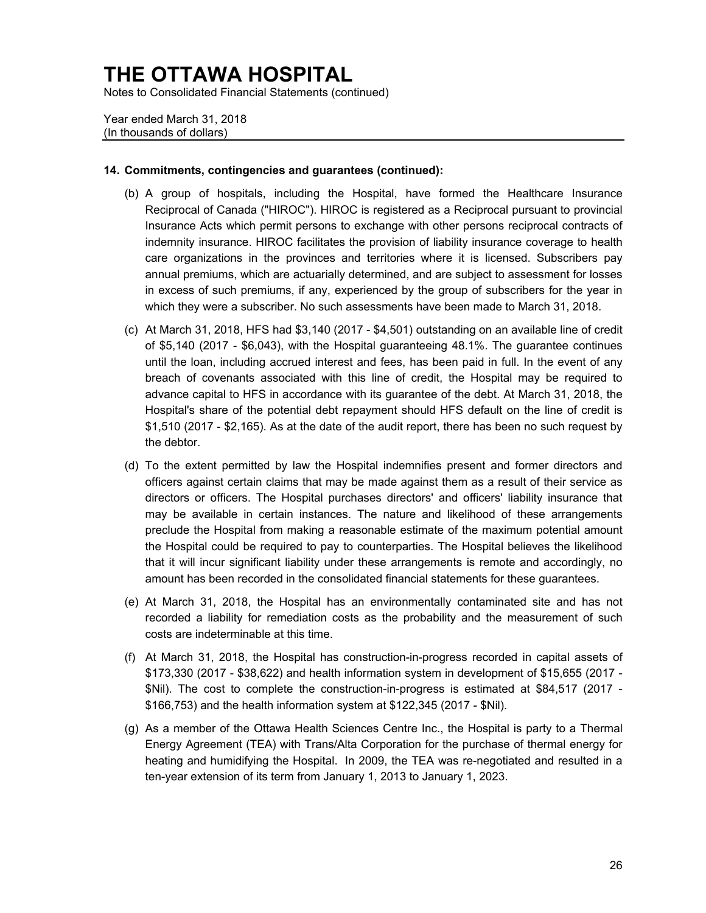# THE OTTAWA HOSPITAL

Notes to Consolidated Financial Statements (continued)

Year ended March 31, 2018
(In thousands of dollars)

**14. Commitments, contingencies and guarantees (continued):**

(b) A group of hospitals, including the Hospital, have formed the Healthcare Insurance Reciprocal of Canada ("HIROC"). HIROC is registered as a Reciprocal pursuant to provincial Insurance Acts which permit persons to exchange with other persons reciprocal contracts of indemnity insurance. HIROC facilitates the provision of liability insurance coverage to health care organizations in the provinces and territories where it is licensed. Subscribers pay annual premiums, which are actuarially determined, and are subject to assessment for losses in excess of such premiums, if any, experienced by the group of subscribers for the year in which they were a subscriber. No such assessments have been made to March 31, 2018.

(c) At March 31, 2018, HFS had $3,140 (2017 - $4,501) outstanding on an available line of credit of $5,140 (2017 - $6,043), with the Hospital guaranteeing 48.1%. The guarantee continues until the loan, including accrued interest and fees, has been paid in full. In the event of any breach of covenants associated with this line of credit, the Hospital may be required to advance capital to HFS in accordance with its guarantee of the debt. At March 31, 2018, the Hospital's share of the potential debt repayment should HFS default on the line of credit is $1,510 (2017 - $2,165). As at the date of the audit report, there has been no such request by the debtor.

(d) To the extent permitted by law the Hospital indemnifies present and former directors and officers against certain claims that may be made against them as a result of their service as directors or officers. The Hospital purchases directors' and officers' liability insurance that may be available in certain instances. The nature and likelihood of these arrangements preclude the Hospital from making a reasonable estimate of the maximum potential amount the Hospital could be required to pay to counterparties. The Hospital believes the likelihood that it will incur significant liability under these arrangements is remote and accordingly, no amount has been recorded in the consolidated financial statements for these guarantees.

(e) At March 31, 2018, the Hospital has an environmentally contaminated site and has not recorded a liability for remediation costs as the probability and the measurement of such costs are indeterminable at this time.

(f) At March 31, 2018, the Hospital has construction-in-progress recorded in capital assets of $173,330 (2017 - $38,622) and health information system in development of $15,655 (2017 - $Nil). The cost to complete the construction-in-progress is estimated at $84,517 (2017 - $166,753) and the health information system at $122,345 (2017 - $Nil).

(g) As a member of the Ottawa Health Sciences Centre Inc., the Hospital is party to a Thermal Energy Agreement (TEA) with Trans/Alta Corporation for the purchase of thermal energy for heating and humidifying the Hospital. In 2009, the TEA was re-negotiated and resulted in a ten-year extension of its term from January 1, 2013 to January 1, 2023.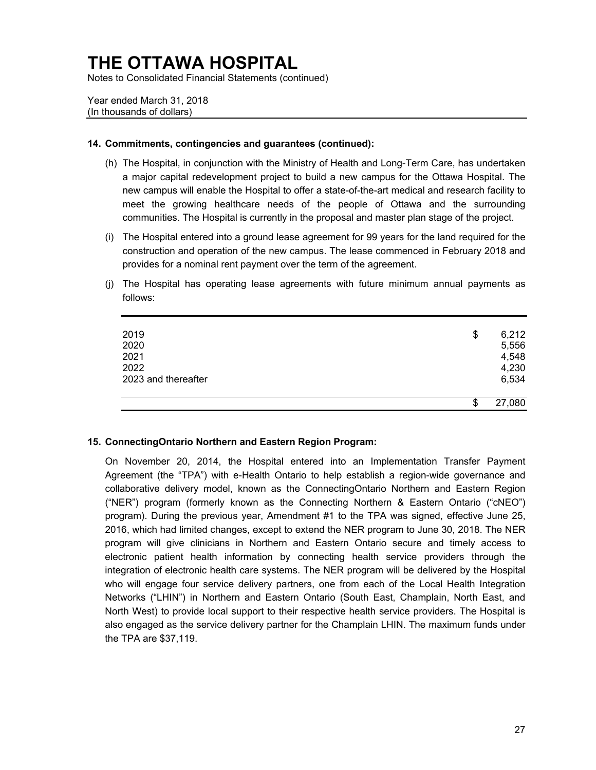# THE OTTAWA HOSPITAL

Notes to Consolidated Financial Statements (continued)

Year ended March 31, 2018
(In thousands of dollars)

**14. Commitments, contingencies and guarantees (continued):**

(h) The Hospital, in conjunction with the Ministry of Health and Long-Term Care, has undertaken a major capital redevelopment project to build a new campus for the Ottawa Hospital. The new campus will enable the Hospital to offer a state-of-the-art medical and research facility to meet the growing healthcare needs of the people of Ottawa and the surrounding communities. The Hospital is currently in the proposal and master plan stage of the project.

(i) The Hospital entered into a ground lease agreement for 99 years for the land required for the construction and operation of the new campus. The lease commenced in February 2018 and provides for a nominal rent payment over the term of the agreement.

(j) The Hospital has operating lease agreements with future minimum annual payments as follows:

| | |
|---|---|
| 2019 | $ 6,212 |
| 2020 | 5,556 |
| 2021 | 4,548 |
| 2022 | 4,230 |
| 2023 and thereafter | 6,534 |
| | $ 27,080 |

**15. ConnectingOntario Northern and Eastern Region Program:**

On November 20, 2014, the Hospital entered into an Implementation Transfer Payment Agreement (the "TPA") with e-Health Ontario to help establish a region-wide governance and collaborative delivery model, known as the ConnectingOntario Northern and Eastern Region ("NER") program (formerly known as the Connecting Northern & Eastern Ontario ("cNEO") program). During the previous year, Amendment #1 to the TPA was signed, effective June 25, 2016, which had limited changes, except to extend the NER program to June 30, 2018. The NER program will give clinicians in Northern and Eastern Ontario secure and timely access to electronic patient health information by connecting health service providers through the integration of electronic health care systems. The NER program will be delivered by the Hospital who will engage four service delivery partners, one from each of the Local Health Integration Networks ("LHIN") in Northern and Eastern Ontario (South East, Champlain, North East, and North West) to provide local support to their respective health service providers. The Hospital is also engaged as the service delivery partner for the Champlain LHIN. The maximum funds under the TPA are $37,119.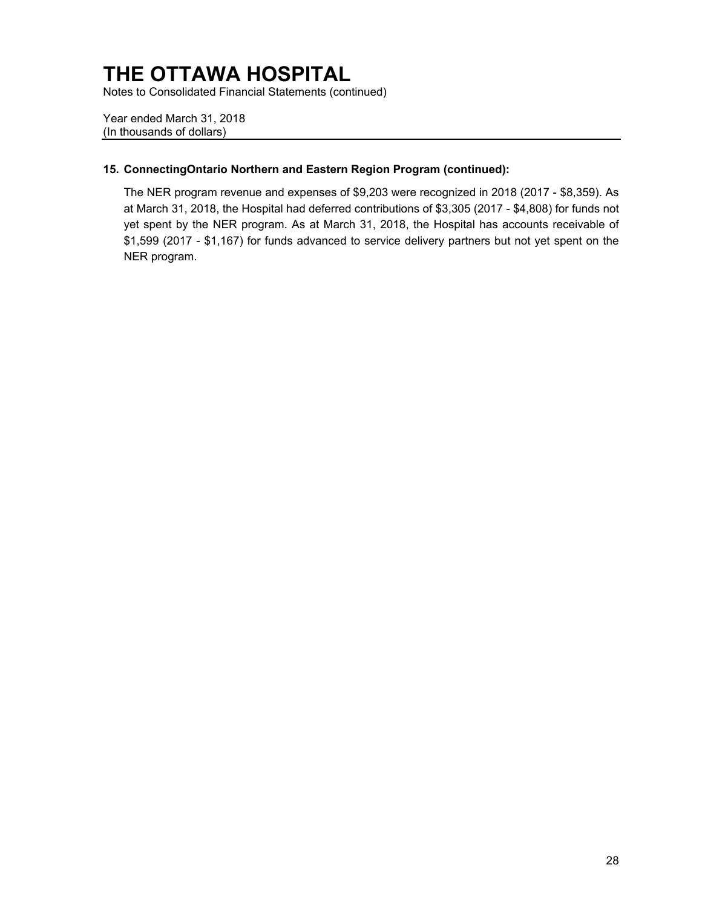# THE OTTAWA HOSPITAL

Notes to Consolidated Financial Statements (continued)

Year ended March 31, 2018
(In thousands of dollars)

### 15. ConnectingOntario Northern and Eastern Region Program (continued):

The NER program revenue and expenses of $9,203 were recognized in 2018 (2017 - $8,359). As at March 31, 2018, the Hospital had deferred contributions of $3,305 (2017 - $4,808) for funds not yet spent by the NER program. As at March 31, 2018, the Hospital has accounts receivable of $1,599 (2017 - $1,167) for funds advanced to service delivery partners but not yet spent on the NER program.